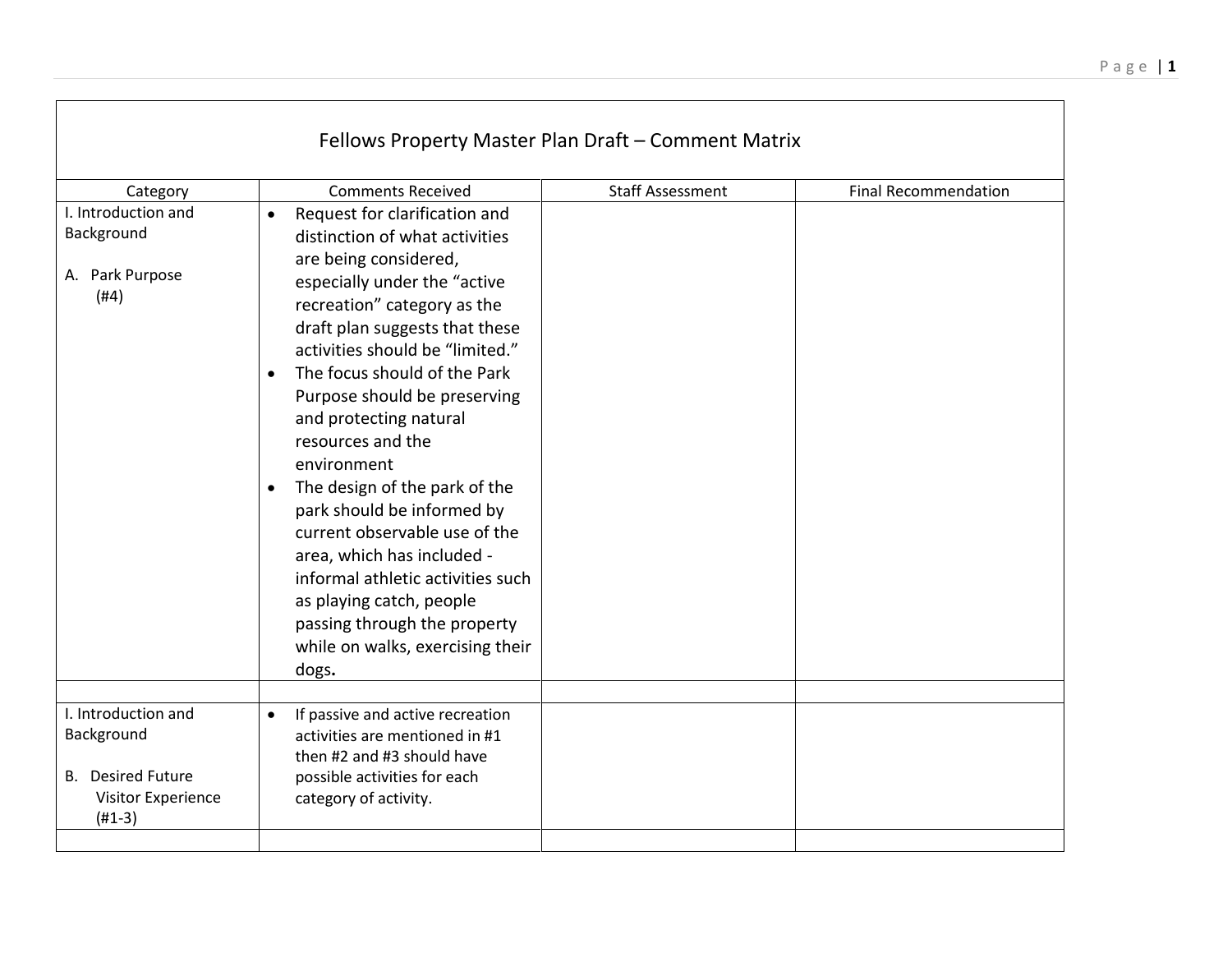# Fellows Property Master Plan Draft – Comment Matrix

| Category | Comments Received | Staff Assessment | Final Recommendation |
|---|---|---|---|
| I. Introduction and Background<br><br>A. Park Purpose (#4) | • Request for clarification and distinction of what activities are being considered, especially under the "active recreation" category as the draft plan suggests that these activities should be "limited."<br>• The focus should of the Park Purpose should be preserving and protecting natural resources and the environment<br>• The design of the park of the park should be informed by current observable use of the area, which has included - informal athletic activities such as playing catch, people passing through the property while on walks, exercising their dogs**.** | | |
| | | | |
| I. Introduction and Background<br><br>B. Desired Future Visitor Experience (#1-3) | • If passive and active recreation activities are mentioned in #1 then #2 and #3 should have possible activities for each category of activity. | | |
| | | | |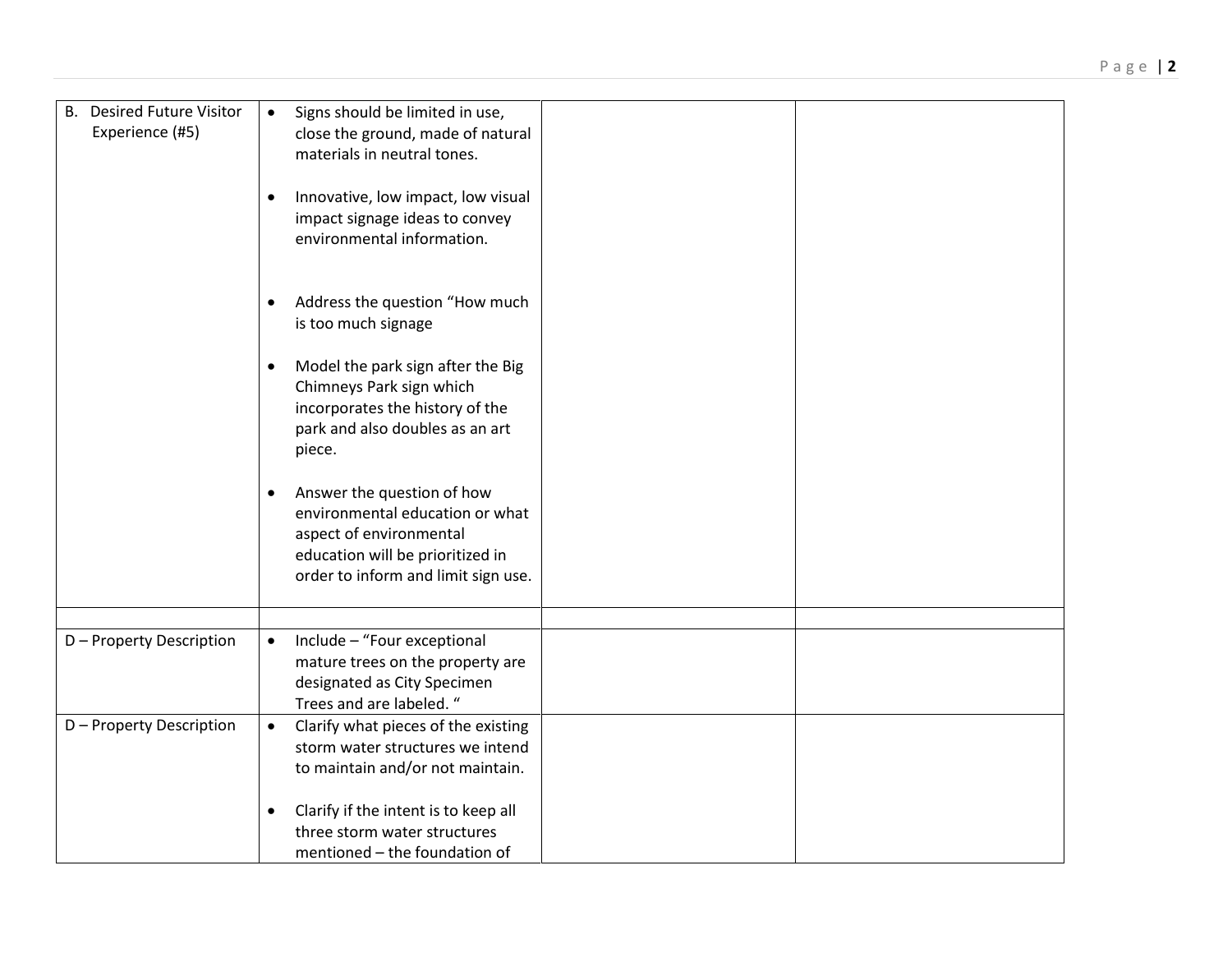| | | | |
|---|---|---|---|
| B. Desired Future Visitor Experience (#5) | • Signs should be limited in use, close the ground, made of natural materials in neutral tones.<br><br>• Innovative, low impact, low visual impact signage ideas to convey environmental information.<br><br>• Address the question "How much is too much signage<br><br>• Model the park sign after the Big Chimneys Park sign which incorporates the history of the park and also doubles as an art piece.<br><br>• Answer the question of how environmental education or what aspect of environmental education will be prioritized in order to inform and limit sign use. | | |
| | | | |
| D – Property Description | • Include – "Four exceptional mature trees on the property are designated as City Specimen Trees and are labeled. " | | |
| D – Property Description | • Clarify what pieces of the existing storm water structures we intend to maintain and/or not maintain.<br><br>• Clarify if the intent is to keep all three storm water structures mentioned – the foundation of | | |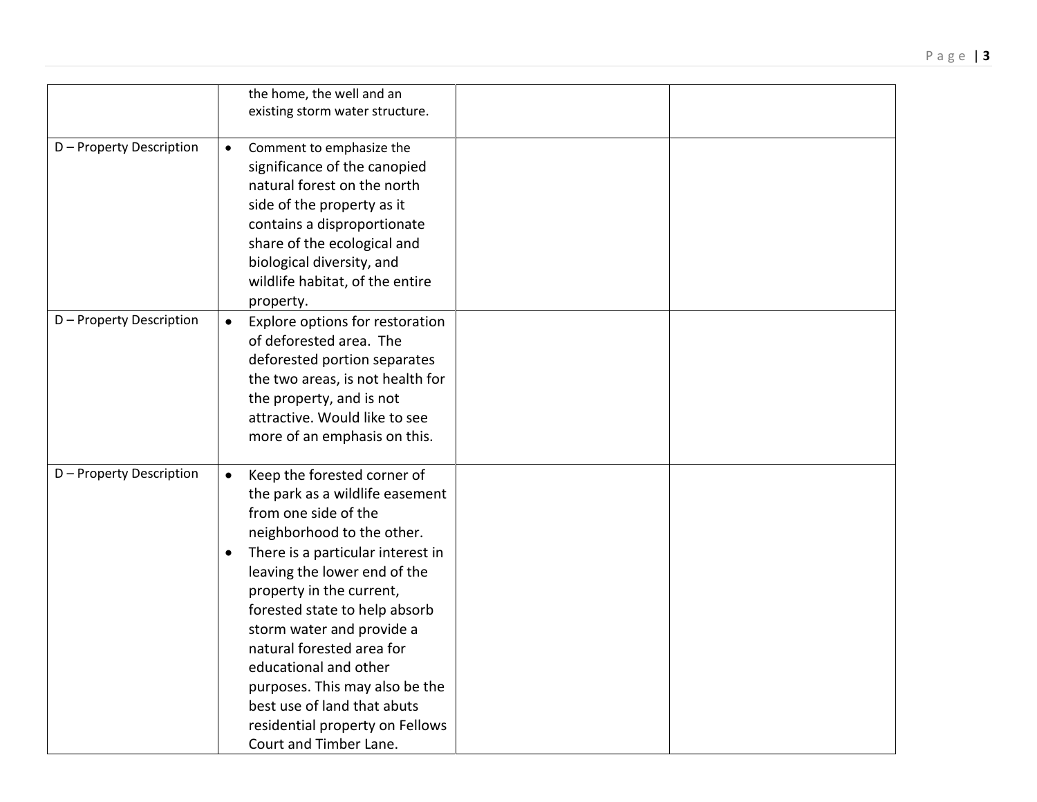| | | | |
|---|---|---|---|
| | the home, the well and an existing storm water structure. | | |
| D – Property Description | • Comment to emphasize the significance of the canopied natural forest on the north side of the property as it contains a disproportionate share of the ecological and biological diversity, and wildlife habitat, of the entire property. | | |
| D – Property Description | • Explore options for restoration of deforested area. The deforested portion separates the two areas, is not health for the property, and is not attractive. Would like to see more of an emphasis on this. | | |
| D – Property Description | • Keep the forested corner of the park as a wildlife easement from one side of the neighborhood to the other.<br>• There is a particular interest in leaving the lower end of the property in the current, forested state to help absorb storm water and provide a natural forested area for educational and other purposes. This may also be the best use of land that abuts residential property on Fellows Court and Timber Lane. | | |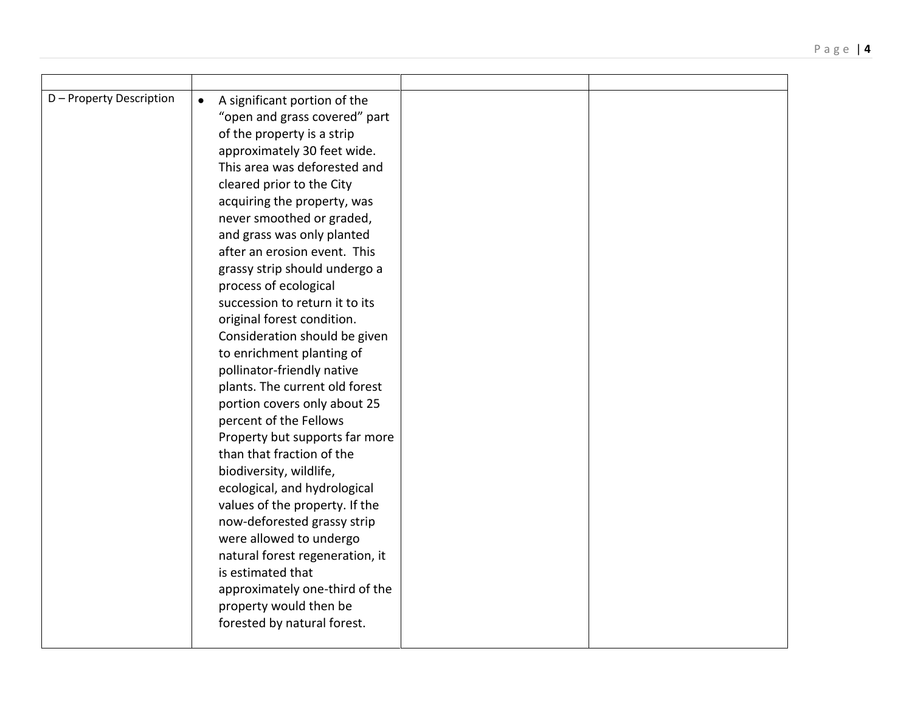| | | | |
|---|---|---|---|
| D – Property Description | • A significant portion of the “open and grass covered” part of the property is a strip approximately 30 feet wide. This area was deforested and cleared prior to the City acquiring the property, was never smoothed or graded, and grass was only planted after an erosion event. This grassy strip should undergo a process of ecological succession to return it to its original forest condition. Consideration should be given to enrichment planting of pollinator-friendly native plants. The current old forest portion covers only about 25 percent of the Fellows Property but supports far more than that fraction of the biodiversity, wildlife, ecological, and hydrological values of the property. If the now-deforested grassy strip were allowed to undergo natural forest regeneration, it is estimated that approximately one-third of the property would then be forested by natural forest. | | |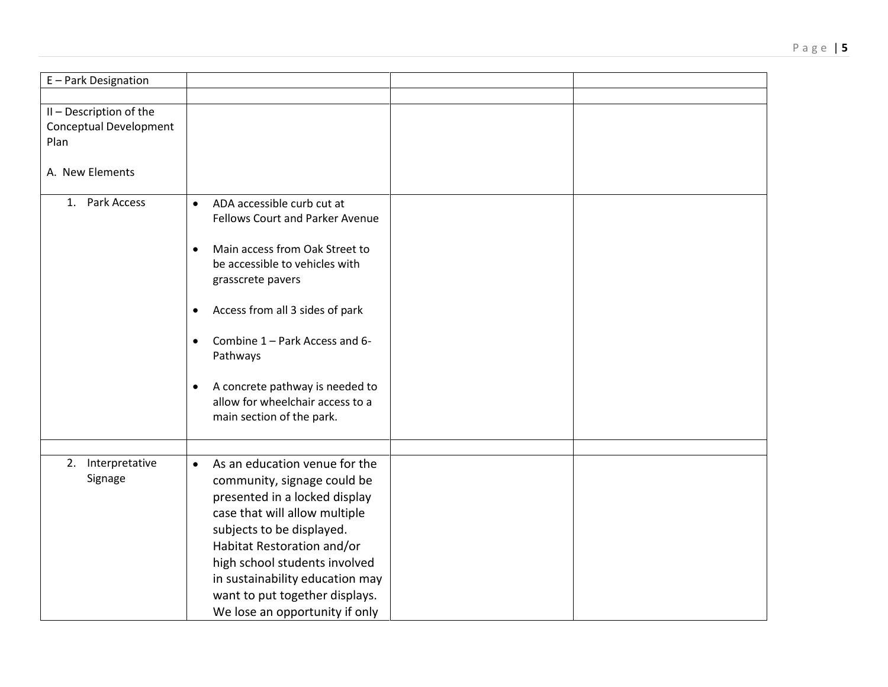| E – Park Designation | | | |
|---|---|---|---|
| | | | |
| II – Description of the Conceptual Development Plan<br><br>A. New Elements | | | |
| 1. Park Access | • ADA accessible curb cut at Fellows Court and Parker Avenue<br><br>• Main access from Oak Street to be accessible to vehicles with grasscrete pavers<br><br>• Access from all 3 sides of park<br><br>• Combine 1 – Park Access and 6- Pathways<br><br>• A concrete pathway is needed to allow for wheelchair access to a main section of the park. | | |
| | | | |
| 2. Interpretative Signage | • As an education venue for the community, signage could be presented in a locked display case that will allow multiple subjects to be displayed. Habitat Restoration and/or high school students involved in sustainability education may want to put together displays. We lose an opportunity if only | | |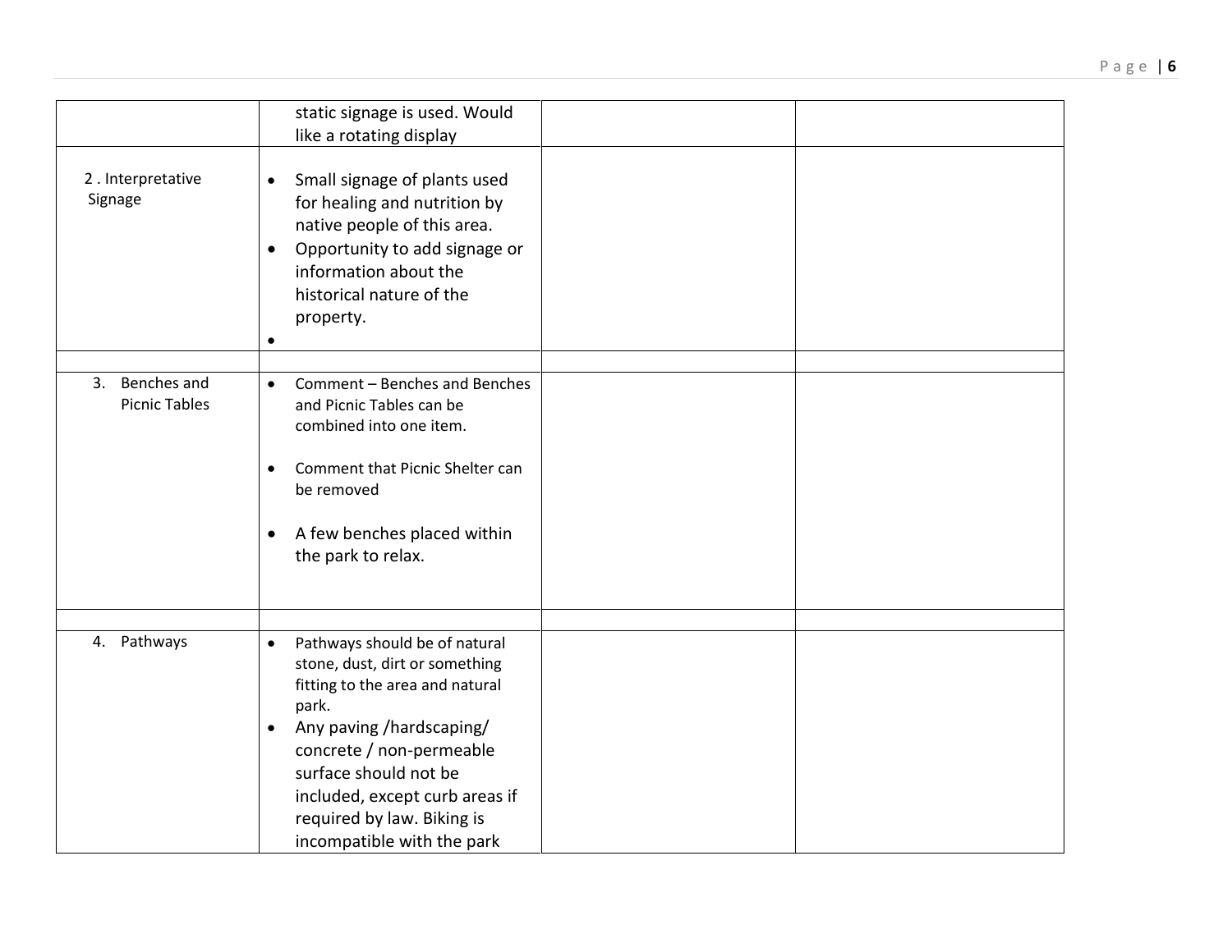| | | | |
|---|---|---|---|
| | static signage is used. Would like a rotating display | | |
| 2 . Interpretative Signage | • Small signage of plants used for healing and nutrition by native people of this area.<br>• Opportunity to add signage or information about the historical nature of the property.<br>• | | |
| | | | |
| 3. Benches and Picnic Tables | • Comment – Benches and Benches and Picnic Tables can be combined into one item.<br>• Comment that Picnic Shelter can be removed<br>• A few benches placed within the park to relax. | | |
| | | | |
| 4. Pathways | • Pathways should be of natural stone, dust, dirt or something fitting to the area and natural park.<br>• Any paving /hardscaping/ concrete / non-permeable surface should not be included, except curb areas if required by law. Biking is incompatible with the park | | |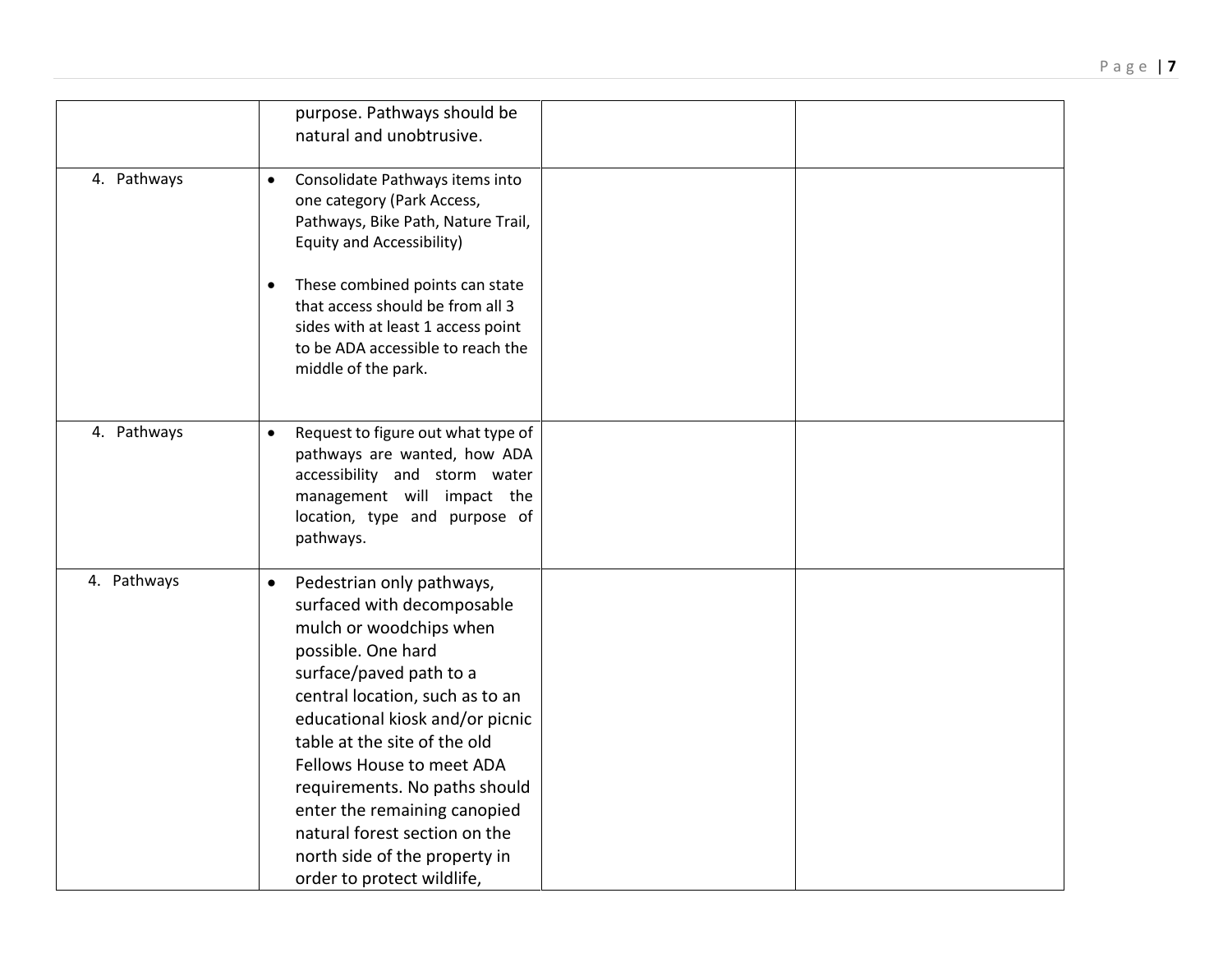| | | | |
|---|---|---|---|
| | purpose. Pathways should be natural and unobtrusive. | | |
| 4. Pathways | • Consolidate Pathways items into one category (Park Access, Pathways, Bike Path, Nature Trail, Equity and Accessibility)<br><br>• These combined points can state that access should be from all 3 sides with at least 1 access point to be ADA accessible to reach the middle of the park. | | |
| 4. Pathways | • Request to figure out what type of pathways are wanted, how ADA accessibility and storm water management will impact the location, type and purpose of pathways. | | |
| 4. Pathways | • Pedestrian only pathways, surfaced with decomposable mulch or woodchips when possible. One hard surface/paved path to a central location, such as to an educational kiosk and/or picnic table at the site of the old Fellows House to meet ADA requirements. No paths should enter the remaining canopied natural forest section on the north side of the property in order to protect wildlife, | | |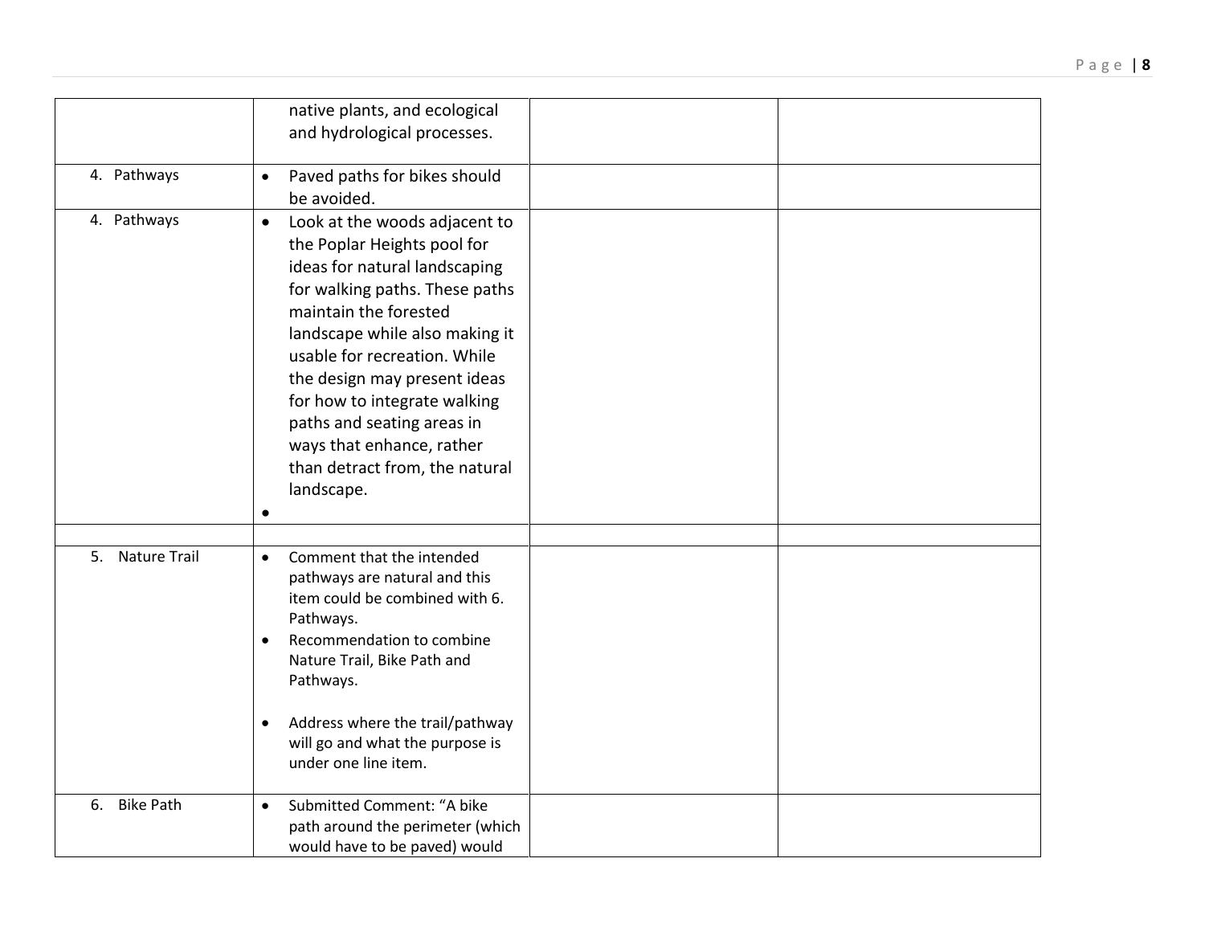| | | | |
|---|---|---|---|
| | native plants, and ecological and hydrological processes. | | |
| 4. Pathways | • Paved paths for bikes should be avoided. | | |
| 4. Pathways | • Look at the woods adjacent to the Poplar Heights pool for ideas for natural landscaping for walking paths. These paths maintain the forested landscape while also making it usable for recreation. While the design may present ideas for how to integrate walking paths and seating areas in ways that enhance, rather than detract from, the natural landscape.<br>• | | |
| | | | |
| 5. Nature Trail | • Comment that the intended pathways are natural and this item could be combined with 6. Pathways.<br>• Recommendation to combine Nature Trail, Bike Path and Pathways.<br><br>• Address where the trail/pathway will go and what the purpose is under one line item. | | |
| 6. Bike Path | • Submitted Comment: "A bike path around the perimeter (which would have to be paved) would | | |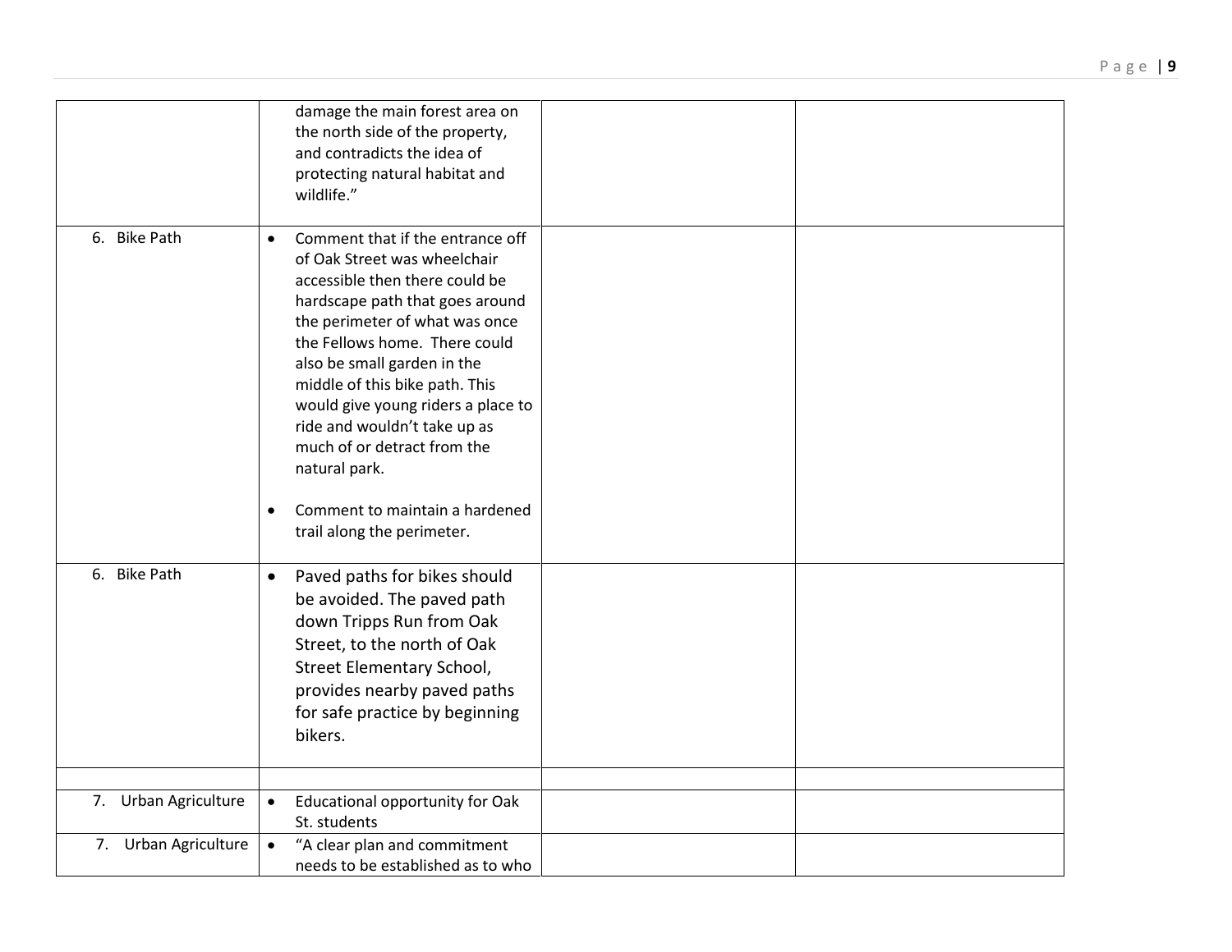| | | | |
|---|---|---|---|
| | damage the main forest area on the north side of the property, and contradicts the idea of protecting natural habitat and wildlife." | | |
| 6. Bike Path | • Comment that if the entrance off of Oak Street was wheelchair accessible then there could be hardscape path that goes around the perimeter of what was once the Fellows home. There could also be small garden in the middle of this bike path. This would give young riders a place to ride and wouldn't take up as much of or detract from the natural park.<br><br>• Comment to maintain a hardened trail along the perimeter. | | |
| 6. Bike Path | • Paved paths for bikes should be avoided. The paved path down Tripps Run from Oak Street, to the north of Oak Street Elementary School, provides nearby paved paths for safe practice by beginning bikers. | | |
| | | | |
| 7. Urban Agriculture | • Educational opportunity for Oak St. students | | |
| 7. Urban Agriculture | • "A clear plan and commitment needs to be established as to who | | |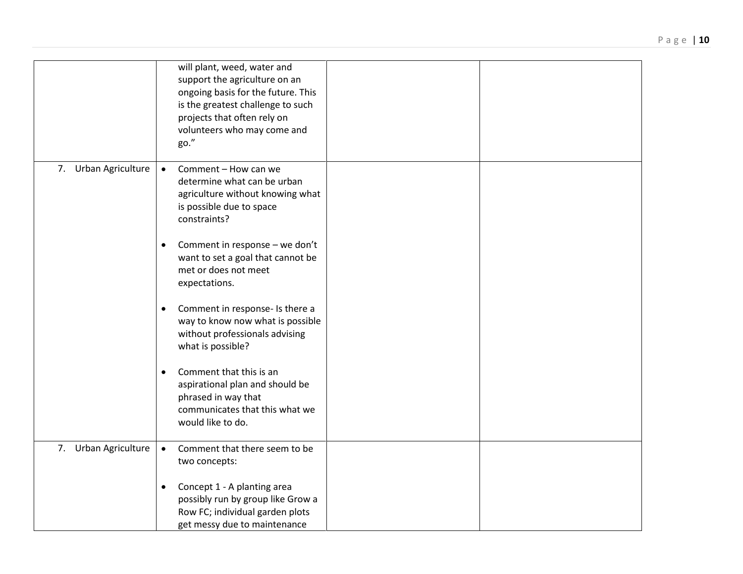| | | | |
|---|---|---|---|
| | will plant, weed, water and support the agriculture on an ongoing basis for the future. This is the greatest challenge to such projects that often rely on volunteers who may come and go.” | | |
| 7. Urban Agriculture | • Comment – How can we determine what can be urban agriculture without knowing what is possible due to space constraints?<br><br>• Comment in response – we don’t want to set a goal that cannot be met or does not meet expectations.<br><br>• Comment in response- Is there a way to know now what is possible without professionals advising what is possible?<br><br>• Comment that this is an aspirational plan and should be phrased in way that communicates that this what we would like to do. | | |
| 7. Urban Agriculture | • Comment that there seem to be two concepts:<br><br>• Concept 1 - A planting area possibly run by group like Grow a Row FC; individual garden plots get messy due to maintenance | | |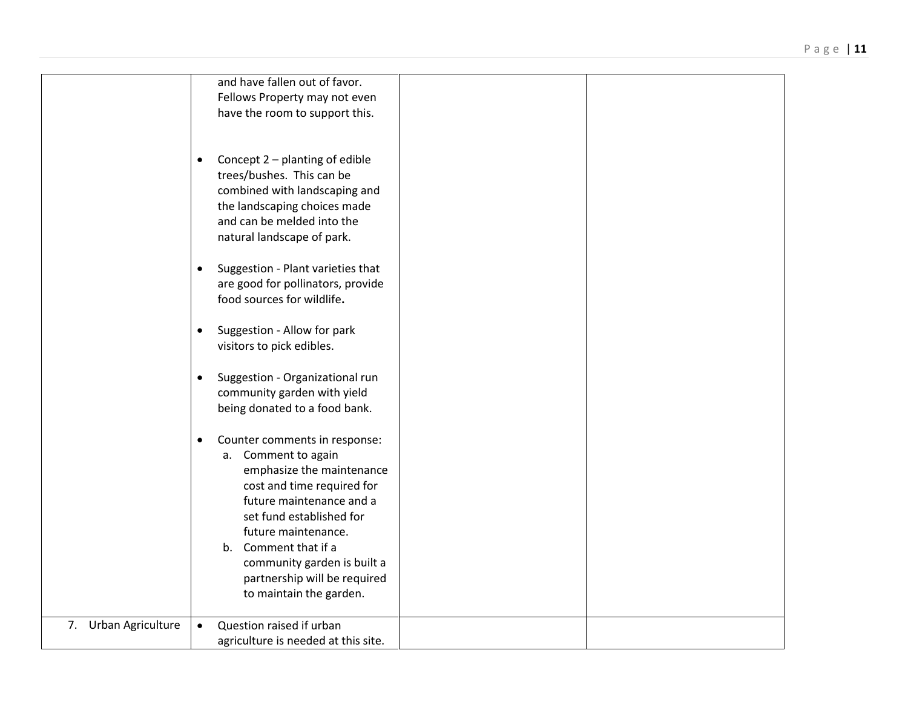| | | | |
|---|---|---|---|
| | and have fallen out of favor. Fellows Property may not even have the room to support this.<br><br>• Concept 2 – planting of edible trees/bushes. This can be combined with landscaping and the landscaping choices made and can be melded into the natural landscape of park.<br><br>• Suggestion - Plant varieties that are good for pollinators, provide food sources for wildlife.<br><br>• Suggestion - Allow for park visitors to pick edibles.<br><br>• Suggestion - Organizational run community garden with yield being donated to a food bank.<br><br>• Counter comments in response:<br>a. Comment to again emphasize the maintenance cost and time required for future maintenance and a set fund established for future maintenance.<br>b. Comment that if a community garden is built a partnership will be required to maintain the garden. | | |
| 7. Urban Agriculture | • Question raised if urban agriculture is needed at this site. | | |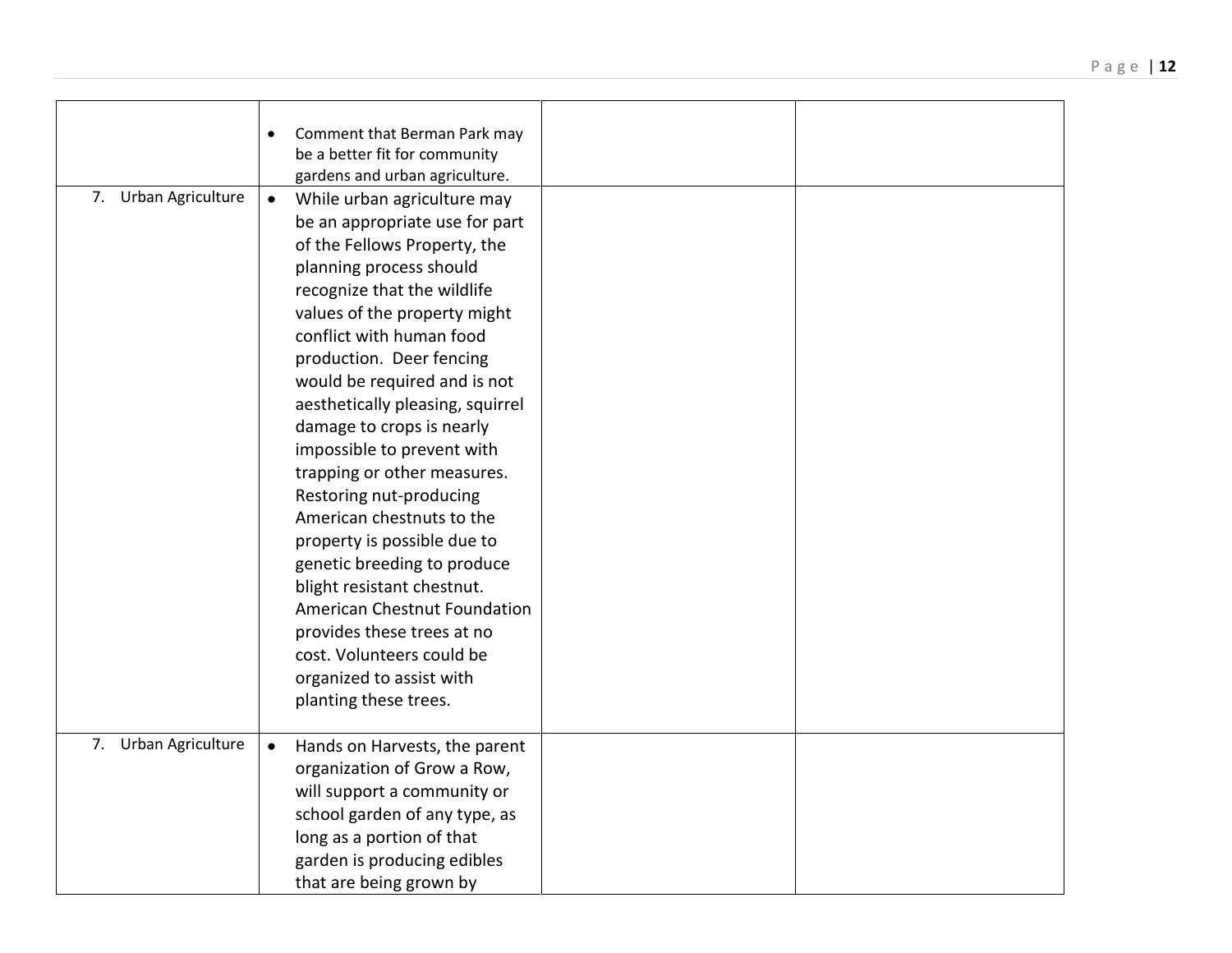| | | | |
|---|---|---|---|
| | • Comment that Berman Park may be a better fit for community gardens and urban agriculture. | | |
| 7. Urban Agriculture | • While urban agriculture may be an appropriate use for part of the Fellows Property, the planning process should recognize that the wildlife values of the property might conflict with human food production. Deer fencing would be required and is not aesthetically pleasing, squirrel damage to crops is nearly impossible to prevent with trapping or other measures. Restoring nut-producing American chestnuts to the property is possible due to genetic breeding to produce blight resistant chestnut. American Chestnut Foundation provides these trees at no cost. Volunteers could be organized to assist with planting these trees. | | |
| 7. Urban Agriculture | • Hands on Harvests, the parent organization of Grow a Row, will support a community or school garden of any type, as long as a portion of that garden is producing edibles that are being grown by | | |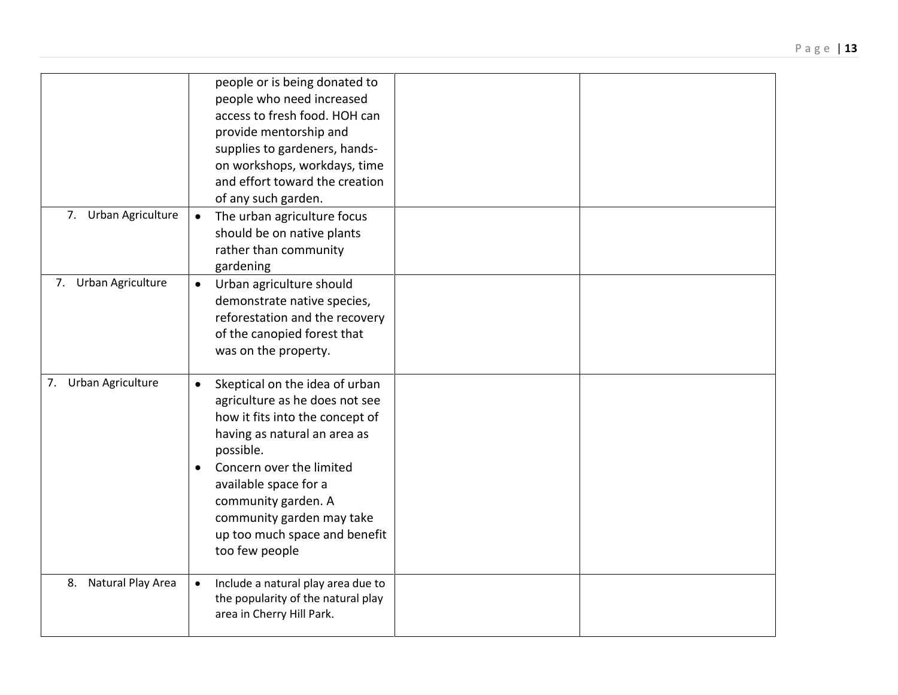| | | | |
|---|---|---|---|
| | people or is being donated to people who need increased access to fresh food. HOH can provide mentorship and supplies to gardeners, hands-on workshops, workdays, time and effort toward the creation of any such garden. | | |
| 7. Urban Agriculture | • The urban agriculture focus should be on native plants rather than community gardening | | |
| 7. Urban Agriculture | • Urban agriculture should demonstrate native species, reforestation and the recovery of the canopied forest that was on the property. | | |
| 7. Urban Agriculture | • Skeptical on the idea of urban agriculture as he does not see how it fits into the concept of having as natural an area as possible.<br>• Concern over the limited available space for a community garden. A community garden may take up too much space and benefit too few people | | |
| 8. Natural Play Area | • Include a natural play area due to the popularity of the natural play area in Cherry Hill Park. | | |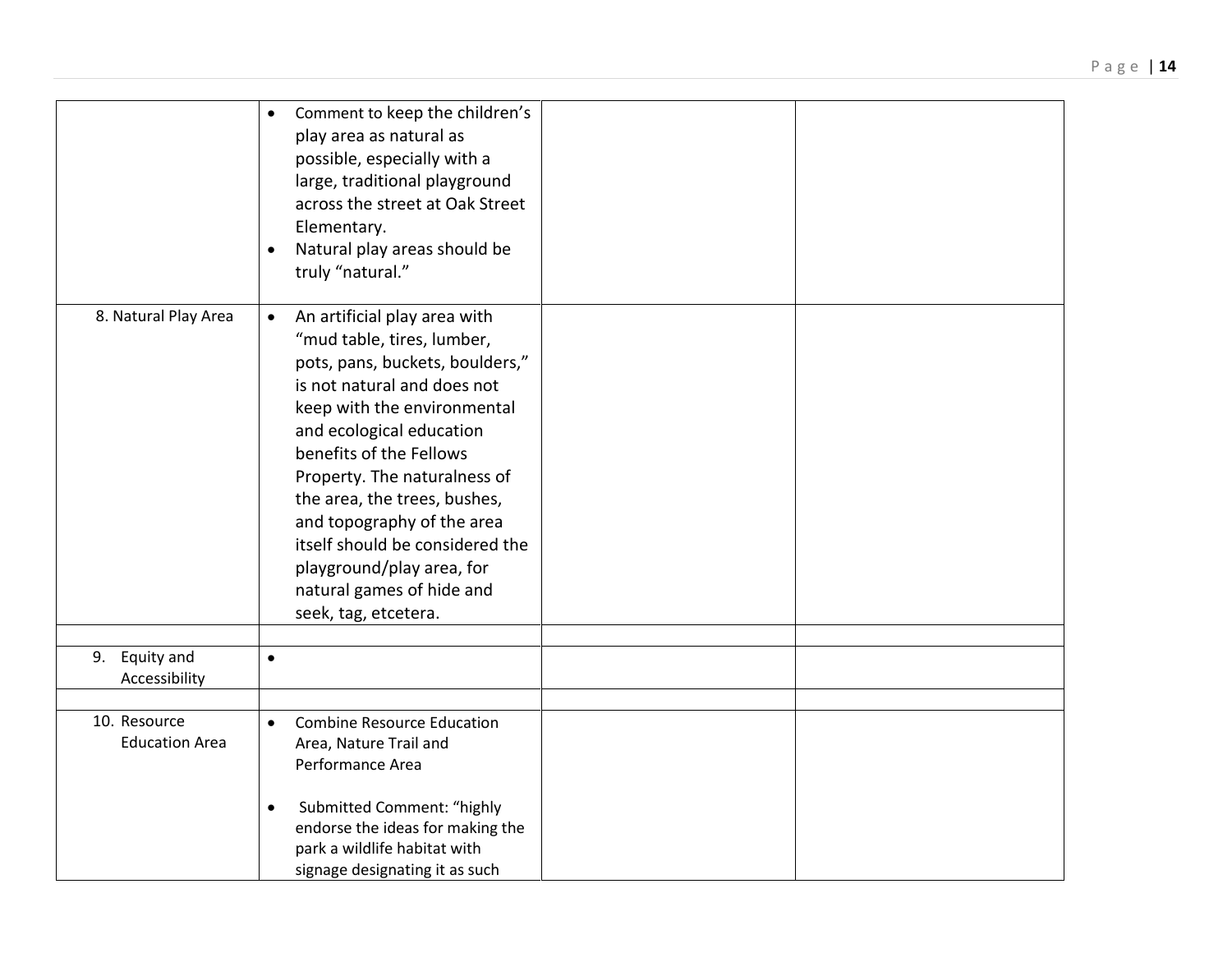| | | | |
|---|---|---|---|
| | • Comment to keep the children's play area as natural as possible, especially with a large, traditional playground across the street at Oak Street Elementary.<br>• Natural play areas should be truly "natural." | | |
| 8. Natural Play Area | • An artificial play area with "mud table, tires, lumber, pots, pans, buckets, boulders," is not natural and does not keep with the environmental and ecological education benefits of the Fellows Property. The naturalness of the area, the trees, bushes, and topography of the area itself should be considered the playground/play area, for natural games of hide and seek, tag, etcetera. | | |
| | | | |
| 9. Equity and Accessibility | • | | |
| | | | |
| 10. Resource Education Area | • Combine Resource Education Area, Nature Trail and Performance Area<br><br>• Submitted Comment: "highly endorse the ideas for making the park a wildlife habitat with signage designating it as such | | |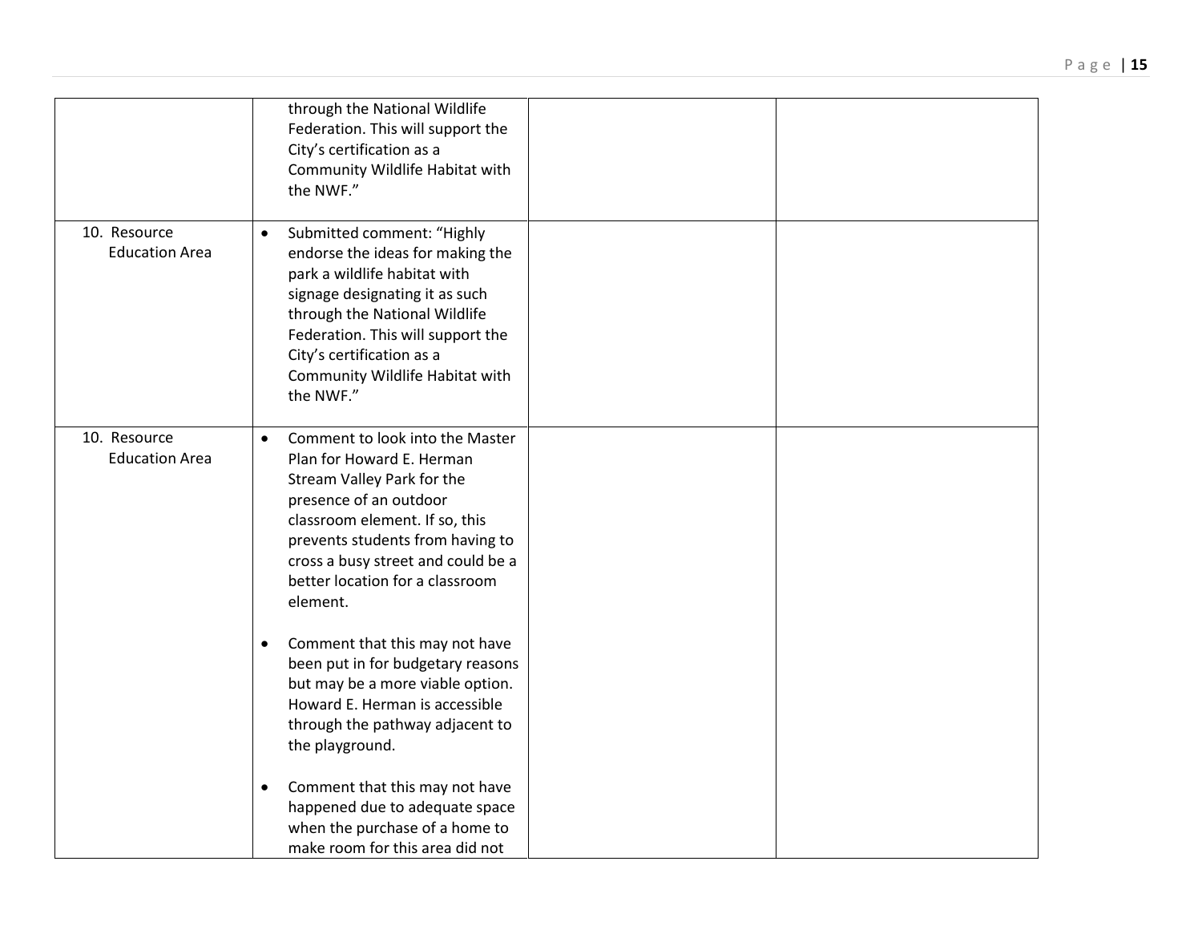| | | | |
|---|---|---|---|
| | through the National Wildlife Federation. This will support the City's certification as a Community Wildlife Habitat with the NWF." | | |
| 10. Resource Education Area | • Submitted comment: "Highly endorse the ideas for making the park a wildlife habitat with signage designating it as such through the National Wildlife Federation. This will support the City's certification as a Community Wildlife Habitat with the NWF." | | |
| 10. Resource Education Area | • Comment to look into the Master Plan for Howard E. Herman Stream Valley Park for the presence of an outdoor classroom element. If so, this prevents students from having to cross a busy street and could be a better location for a classroom element. <br><br> • Comment that this may not have been put in for budgetary reasons but may be a more viable option. Howard E. Herman is accessible through the pathway adjacent to the playground. <br><br> • Comment that this may not have happened due to adequate space when the purchase of a home to make room for this area did not | | |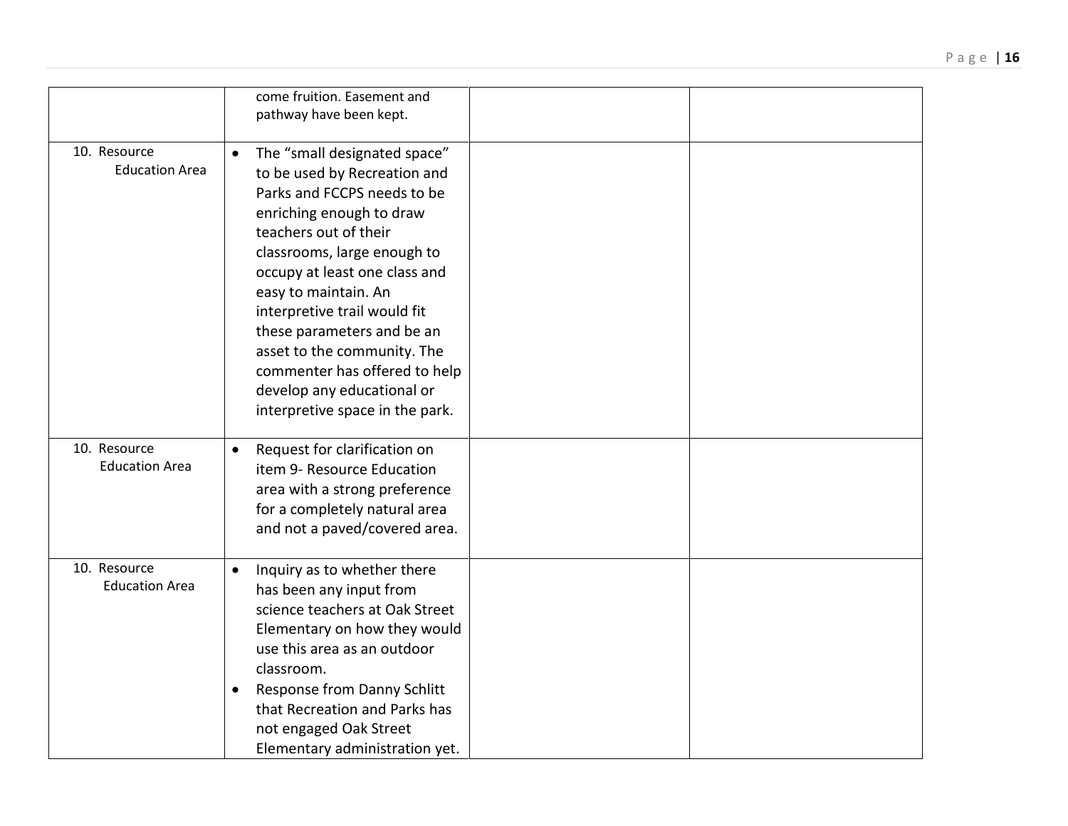| | | | |
|---|---|---|---|
| | come fruition. Easement and pathway have been kept. | | |
| 10. Resource Education Area | • The “small designated space” to be used by Recreation and Parks and FCCPS needs to be enriching enough to draw teachers out of their classrooms, large enough to occupy at least one class and easy to maintain. An interpretive trail would fit these parameters and be an asset to the community. The commenter has offered to help develop any educational or interpretive space in the park. | | |
| 10. Resource Education Area | • Request for clarification on item 9- Resource Education area with a strong preference for a completely natural area and not a paved/covered area. | | |
| 10. Resource Education Area | • Inquiry as to whether there has been any input from science teachers at Oak Street Elementary on how they would use this area as an outdoor classroom.<br>• Response from Danny Schlitt that Recreation and Parks has not engaged Oak Street Elementary administration yet. | | |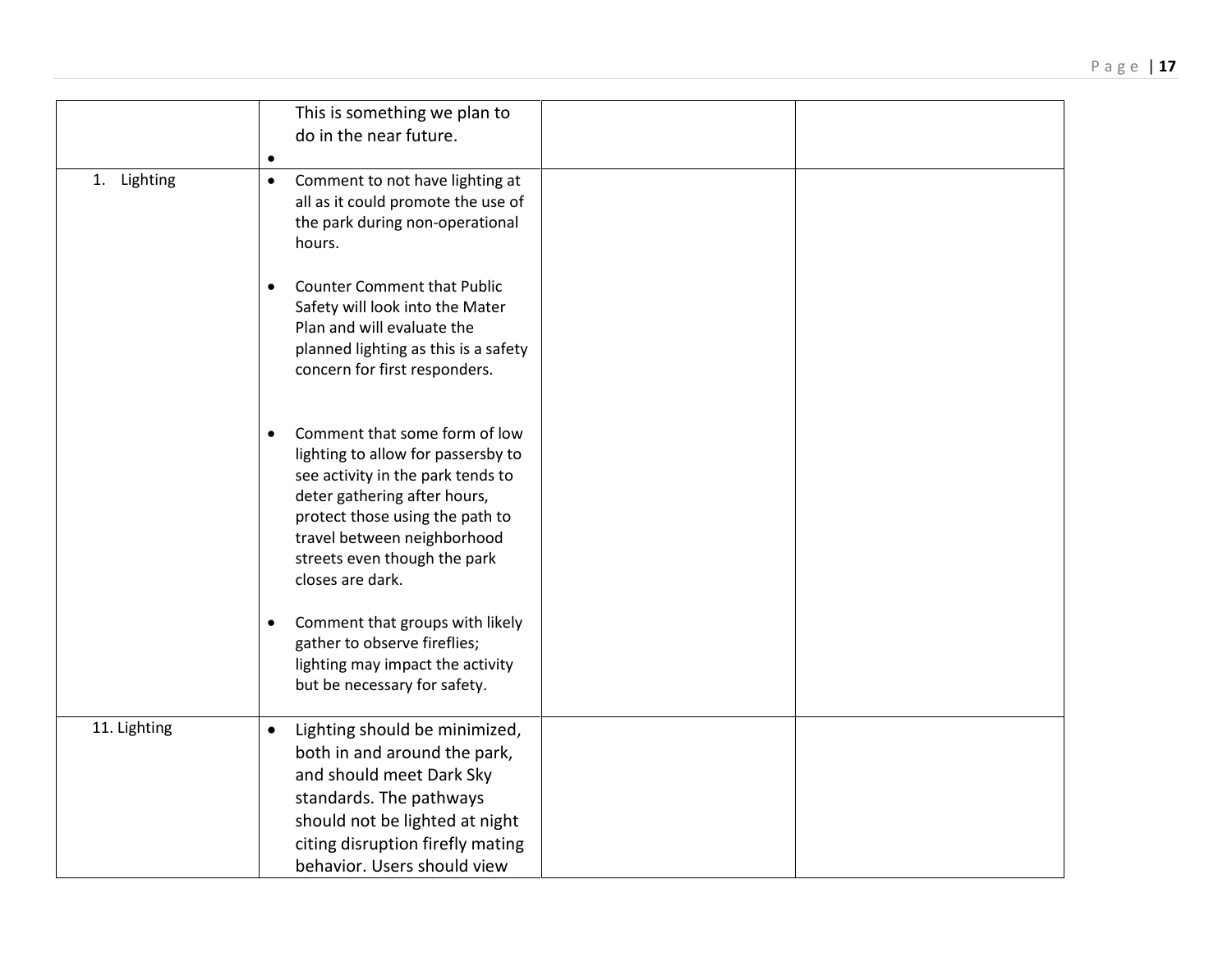| | | | |
|---|---|---|---|
| | This is something we plan to do in the near future.<br>• | | |
| 1. Lighting | • Comment to not have lighting at all as it could promote the use of the park during non-operational hours.<br><br>• Counter Comment that Public Safety will look into the Mater Plan and will evaluate the planned lighting as this is a safety concern for first responders.<br><br>• Comment that some form of low lighting to allow for passersby to see activity in the park tends to deter gathering after hours, protect those using the path to travel between neighborhood streets even though the park closes are dark.<br><br>• Comment that groups with likely gather to observe fireflies; lighting may impact the activity but be necessary for safety. | | |
| 11. Lighting | • Lighting should be minimized, both in and around the park, and should meet Dark Sky standards. The pathways should not be lighted at night citing disruption firefly mating behavior. Users should view | | |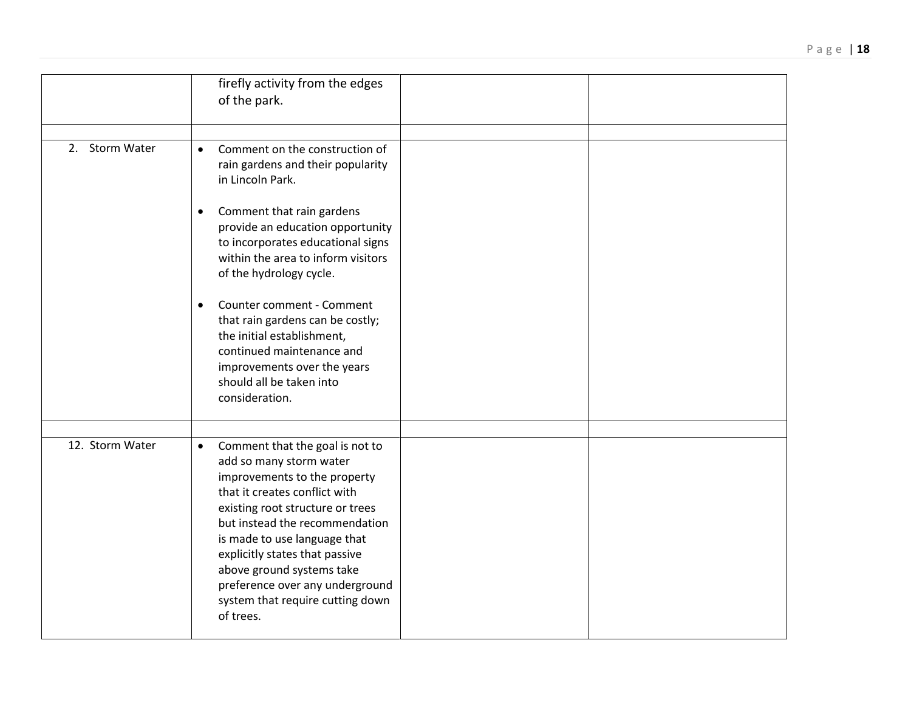| | | | |
|---|---|---|---|
| | firefly activity from the edges of the park. | | |
| | | | |
| 2. Storm Water | • Comment on the construction of rain gardens and their popularity in Lincoln Park.<br><br>• Comment that rain gardens provide an education opportunity to incorporates educational signs within the area to inform visitors of the hydrology cycle.<br><br>• Counter comment - Comment that rain gardens can be costly; the initial establishment, continued maintenance and improvements over the years should all be taken into consideration. | | |
| | | | |
| 12. Storm Water | • Comment that the goal is not to add so many storm water improvements to the property that it creates conflict with existing root structure or trees but instead the recommendation is made to use language that explicitly states that passive above ground systems take preference over any underground system that require cutting down of trees. | | |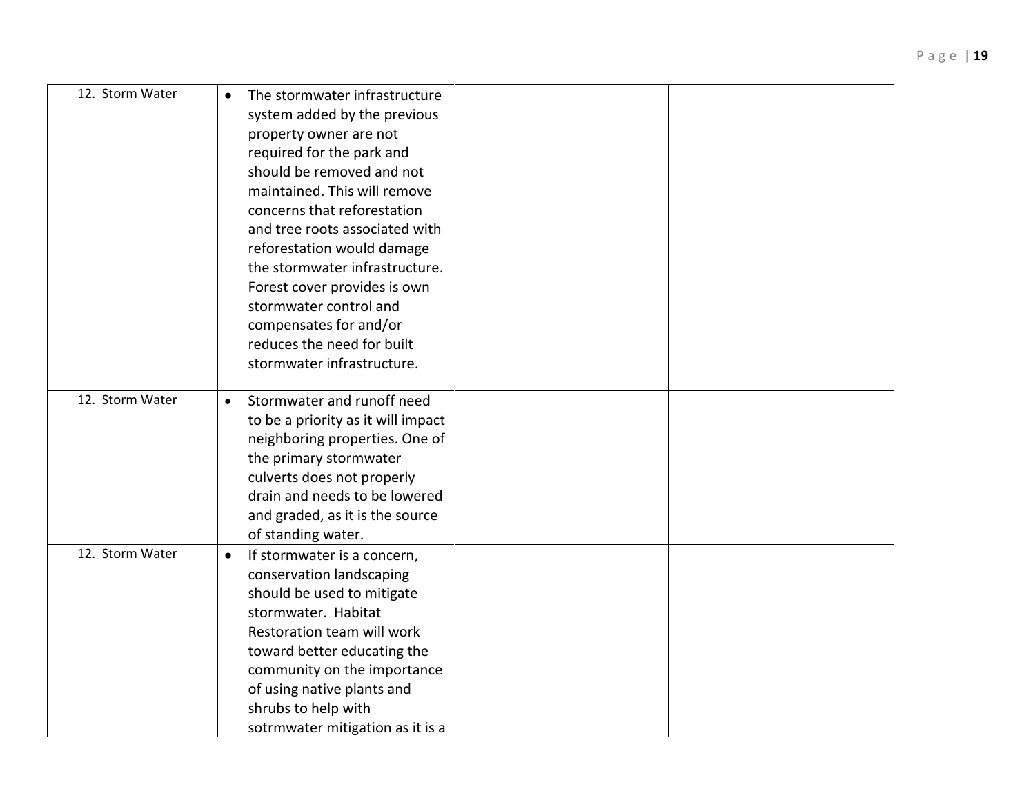| | | | |
|---|---|---|---|
| 12. Storm Water | • The stormwater infrastructure system added by the previous property owner are not required for the park and should be removed and not maintained. This will remove concerns that reforestation and tree roots associated with reforestation would damage the stormwater infrastructure. Forest cover provides is own stormwater control and compensates for and/or reduces the need for built stormwater infrastructure. | | |
| 12. Storm Water | • Stormwater and runoff need to be a priority as it will impact neighboring properties. One of the primary stormwater culverts does not properly drain and needs to be lowered and graded, as it is the source of standing water. | | |
| 12. Storm Water | • If stormwater is a concern, conservation landscaping should be used to mitigate stormwater. Habitat Restoration team will work toward better educating the community on the importance of using native plants and shrubs to help with sotrmwater mitigation as it is a | | |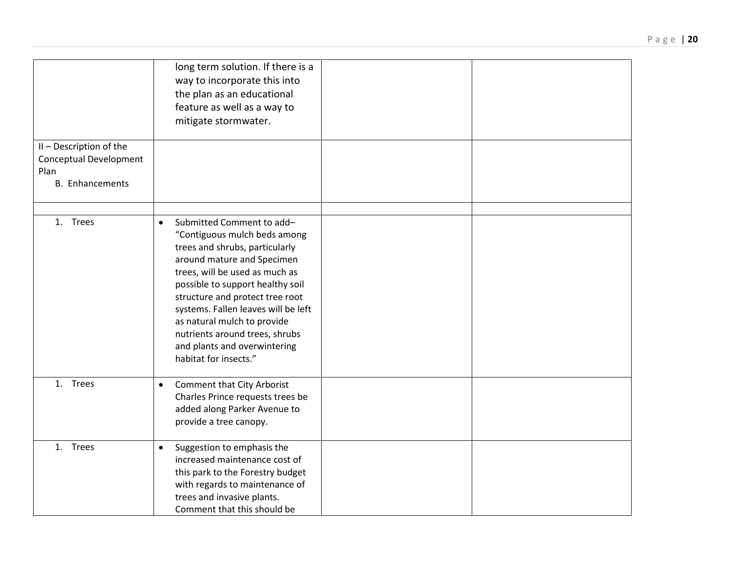| | | | |
|---|---|---|---|
| | long term solution. If there is a way to incorporate this into the plan as an educational feature as well as a way to mitigate stormwater. | | |
| II – Description of the Conceptual Development Plan<br>B. Enhancements | | | |
| | | | |
| 1. Trees | • Submitted Comment to add– "Contiguous mulch beds among trees and shrubs, particularly around mature and Specimen trees, will be used as much as possible to support healthy soil structure and protect tree root systems. Fallen leaves will be left as natural mulch to provide nutrients around trees, shrubs and plants and overwintering habitat for insects." | | |
| 1. Trees | • Comment that City Arborist Charles Prince requests trees be added along Parker Avenue to provide a tree canopy. | | |
| 1. Trees | • Suggestion to emphasis the increased maintenance cost of this park to the Forestry budget with regards to maintenance of trees and invasive plants. Comment that this should be | | |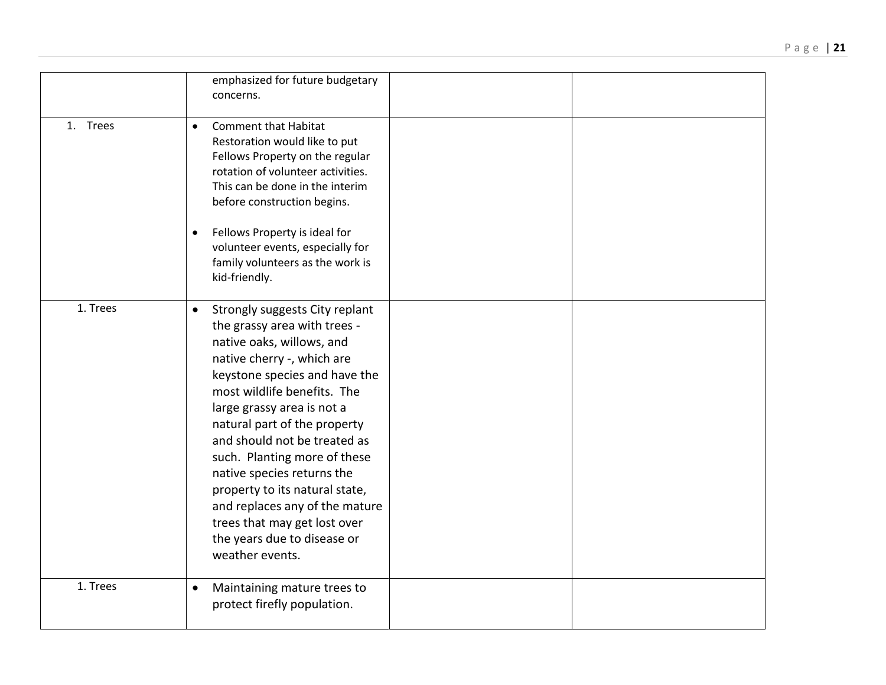| | | | |
|---|---|---|---|
| | emphasized for future budgetary concerns. | | |
| 1. Trees | • Comment that Habitat Restoration would like to put Fellows Property on the regular rotation of volunteer activities. This can be done in the interim before construction begins.<br><br>• Fellows Property is ideal for volunteer events, especially for family volunteers as the work is kid-friendly. | | |
| 1. Trees | • Strongly suggests City replant the grassy area with trees - native oaks, willows, and native cherry -, which are keystone species and have the most wildlife benefits. The large grassy area is not a natural part of the property and should not be treated as such. Planting more of these native species returns the property to its natural state, and replaces any of the mature trees that may get lost over the years due to disease or weather events. | | |
| 1. Trees | • Maintaining mature trees to protect firefly population. | | |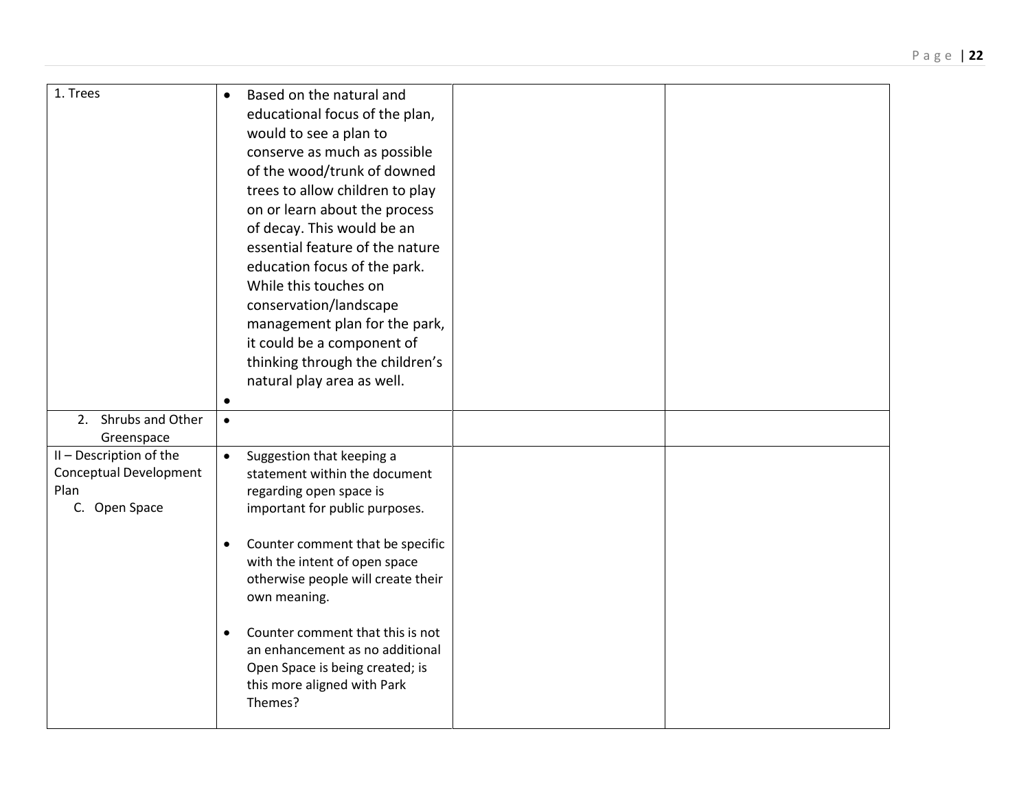| | | | |
|---|---|---|---|
| 1. Trees | • Based on the natural and educational focus of the plan, would to see a plan to conserve as much as possible of the wood/trunk of downed trees to allow children to play on or learn about the process of decay. This would be an essential feature of the nature education focus of the park. While this touches on conservation/landscape management plan for the park, it could be a component of thinking through the children's natural play area as well.<br>• | | |
| 2. Shrubs and Other Greenspace | • | | |
| II – Description of the Conceptual Development Plan<br>C. Open Space | • Suggestion that keeping a statement within the document regarding open space is important for public purposes.<br><br>• Counter comment that be specific with the intent of open space otherwise people will create their own meaning.<br><br>• Counter comment that this is not an enhancement as no additional Open Space is being created; is this more aligned with Park Themes? | | |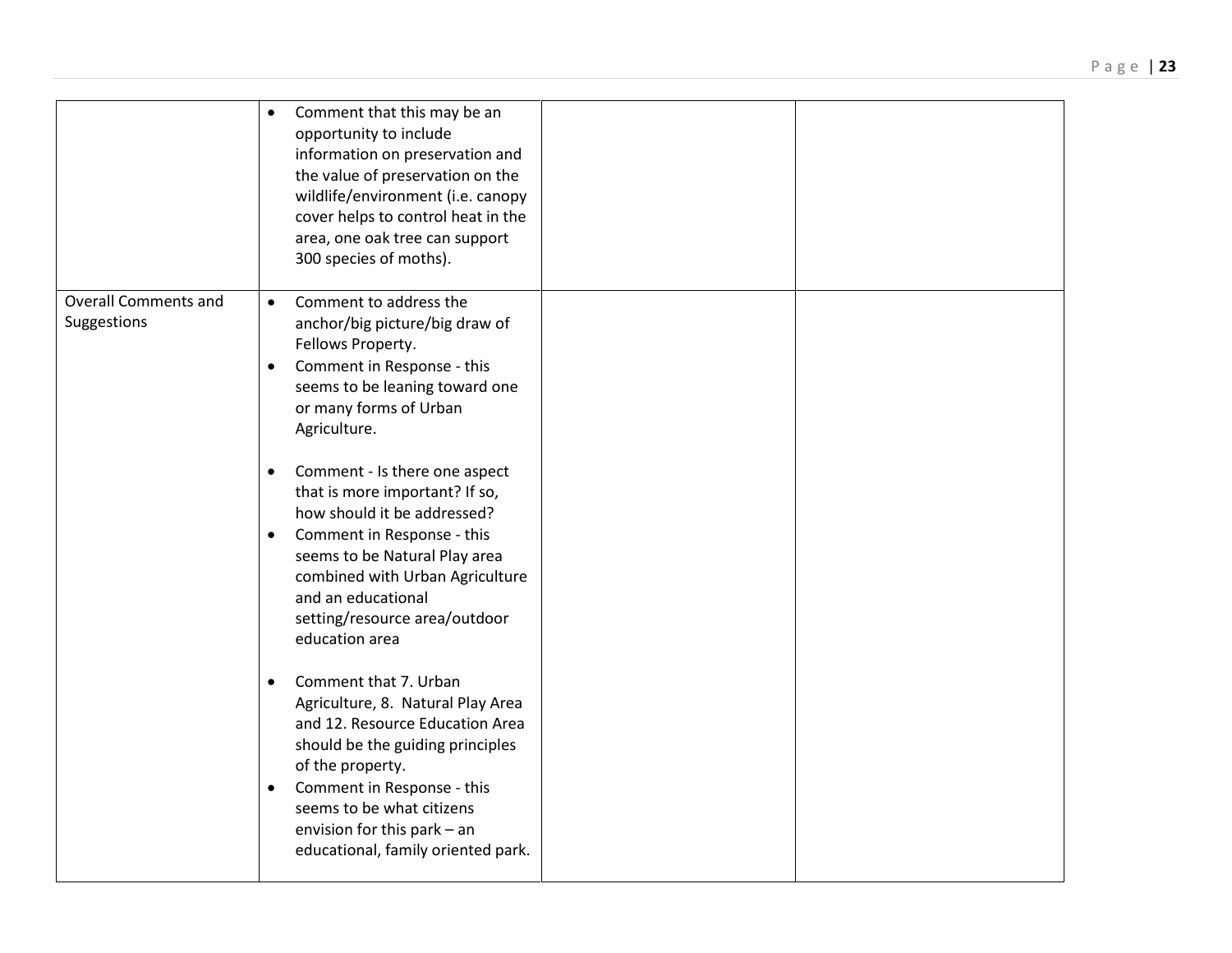| | | | |
|---|---|---|---|
| | • Comment that this may be an opportunity to include information on preservation and the value of preservation on the wildlife/environment (i.e. canopy cover helps to control heat in the area, one oak tree can support 300 species of moths). | | |
| Overall Comments and Suggestions | • Comment to address the anchor/big picture/big draw of Fellows Property.<br>• Comment in Response - this seems to be leaning toward one or many forms of Urban Agriculture.<br><br>• Comment - Is there one aspect that is more important? If so, how should it be addressed?<br>• Comment in Response - this seems to be Natural Play area combined with Urban Agriculture and an educational setting/resource area/outdoor education area<br><br>• Comment that 7. Urban Agriculture, 8. Natural Play Area and 12. Resource Education Area should be the guiding principles of the property.<br>• Comment in Response - this seems to be what citizens envision for this park – an educational, family oriented park. | | |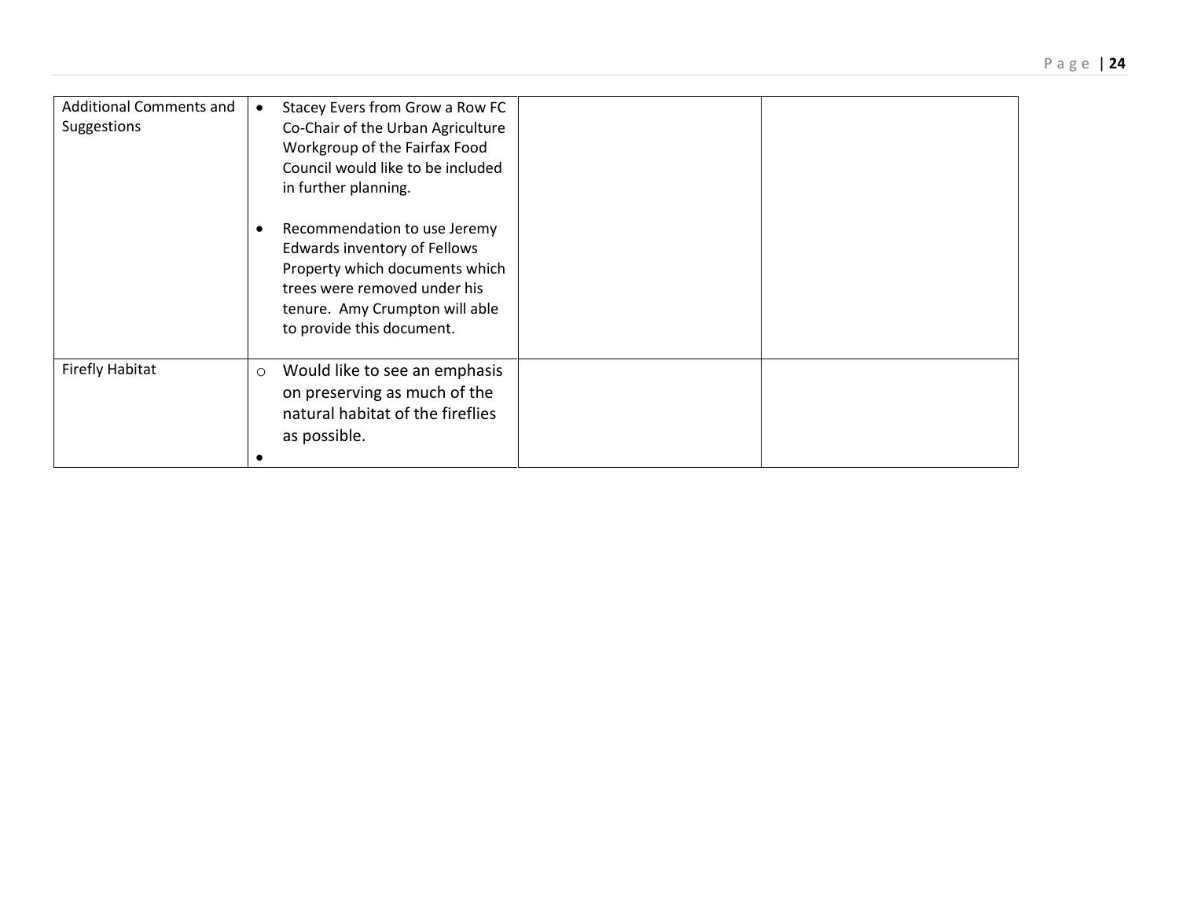| | | | |
|---|---|---|---|
| Additional Comments and Suggestions | • Stacey Evers from Grow a Row FC Co-Chair of the Urban Agriculture Workgroup of the Fairfax Food Council would like to be included in further planning.<br><br>• Recommendation to use Jeremy Edwards inventory of Fellows Property which documents which trees were removed under his tenure. Amy Crumpton will able to provide this document. | | |
| Firefly Habitat | ○ Would like to see an emphasis on preserving as much of the natural habitat of the fireflies as possible.<br>• | | |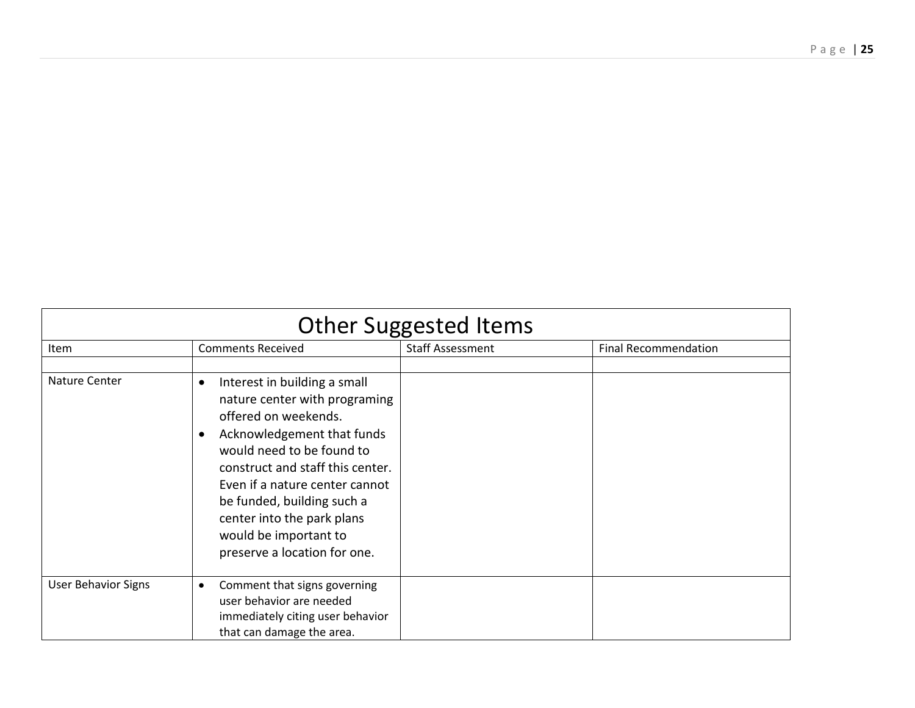| Other Suggested Items | | | |
|---|---|---|---|
| Item | Comments Received | Staff Assessment | Final Recommendation |
| | | | |
| Nature Center | • Interest in building a small nature center with programing offered on weekends.<br>• Acknowledgement that funds would need to be found to construct and staff this center. Even if a nature center cannot be funded, building such a center into the park plans would be important to preserve a location for one. | | |
| User Behavior Signs | • Comment that signs governing user behavior are needed immediately citing user behavior that can damage the area. | | |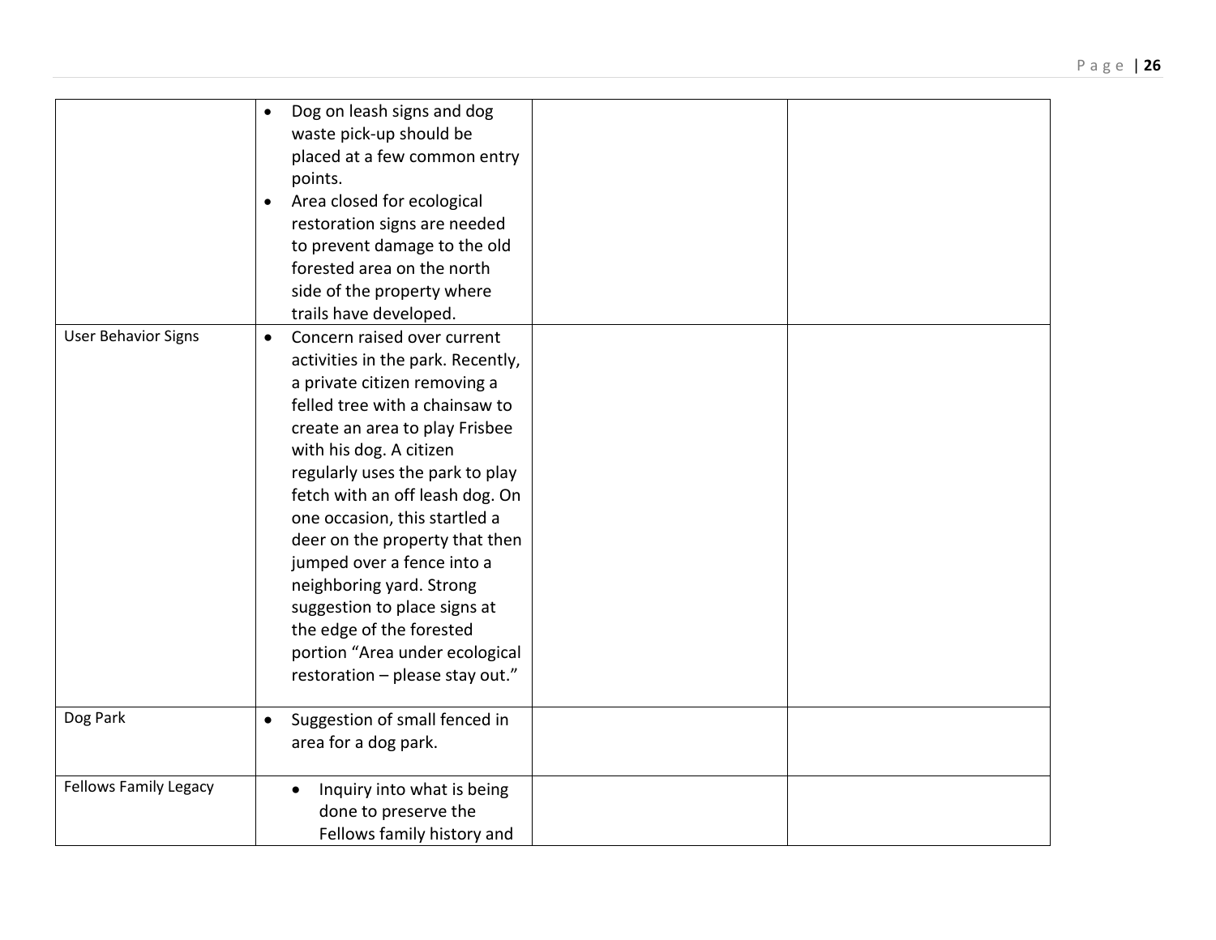| | | | |
|---|---|---|---|
| | • Dog on leash signs and dog waste pick-up should be placed at a few common entry points.<br>• Area closed for ecological restoration signs are needed to prevent damage to the old forested area on the north side of the property where trails have developed. | | |
| User Behavior Signs | • Concern raised over current activities in the park. Recently, a private citizen removing a felled tree with a chainsaw to create an area to play Frisbee with his dog. A citizen regularly uses the park to play fetch with an off leash dog. On one occasion, this startled a deer on the property that then jumped over a fence into a neighboring yard. Strong suggestion to place signs at the edge of the forested portion "Area under ecological restoration – please stay out." | | |
| Dog Park | • Suggestion of small fenced in area for a dog park. | | |
| Fellows Family Legacy | • Inquiry into what is being done to preserve the Fellows family history and | | |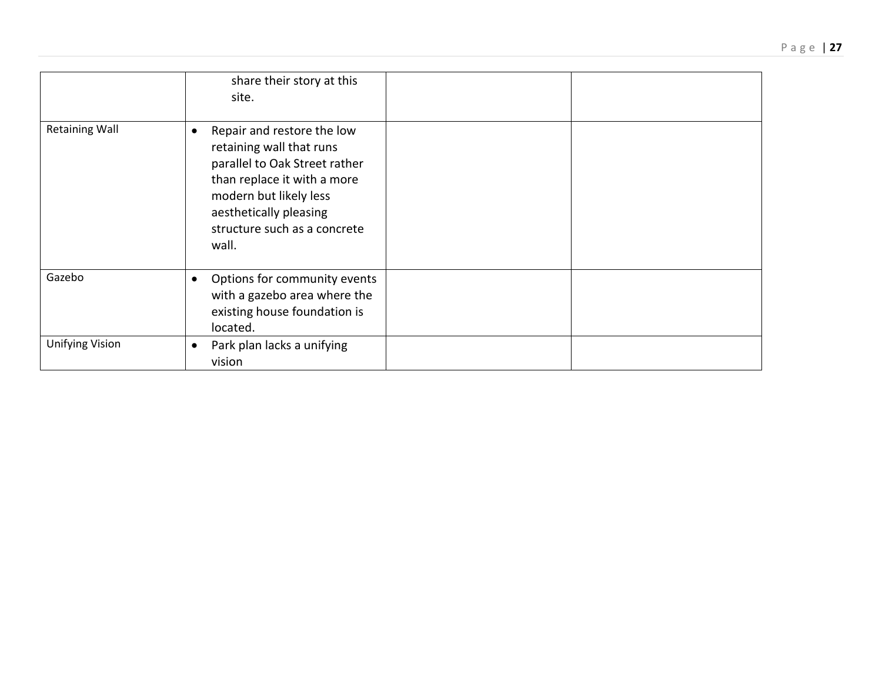| | | | |
|---|---|---|---|
| | share their story at this site. | | |
| Retaining Wall | • Repair and restore the low retaining wall that runs parallel to Oak Street rather than replace it with a more modern but likely less aesthetically pleasing structure such as a concrete wall. | | |
| Gazebo | • Options for community events with a gazebo area where the existing house foundation is located. | | |
| Unifying Vision | • Park plan lacks a unifying vision | | |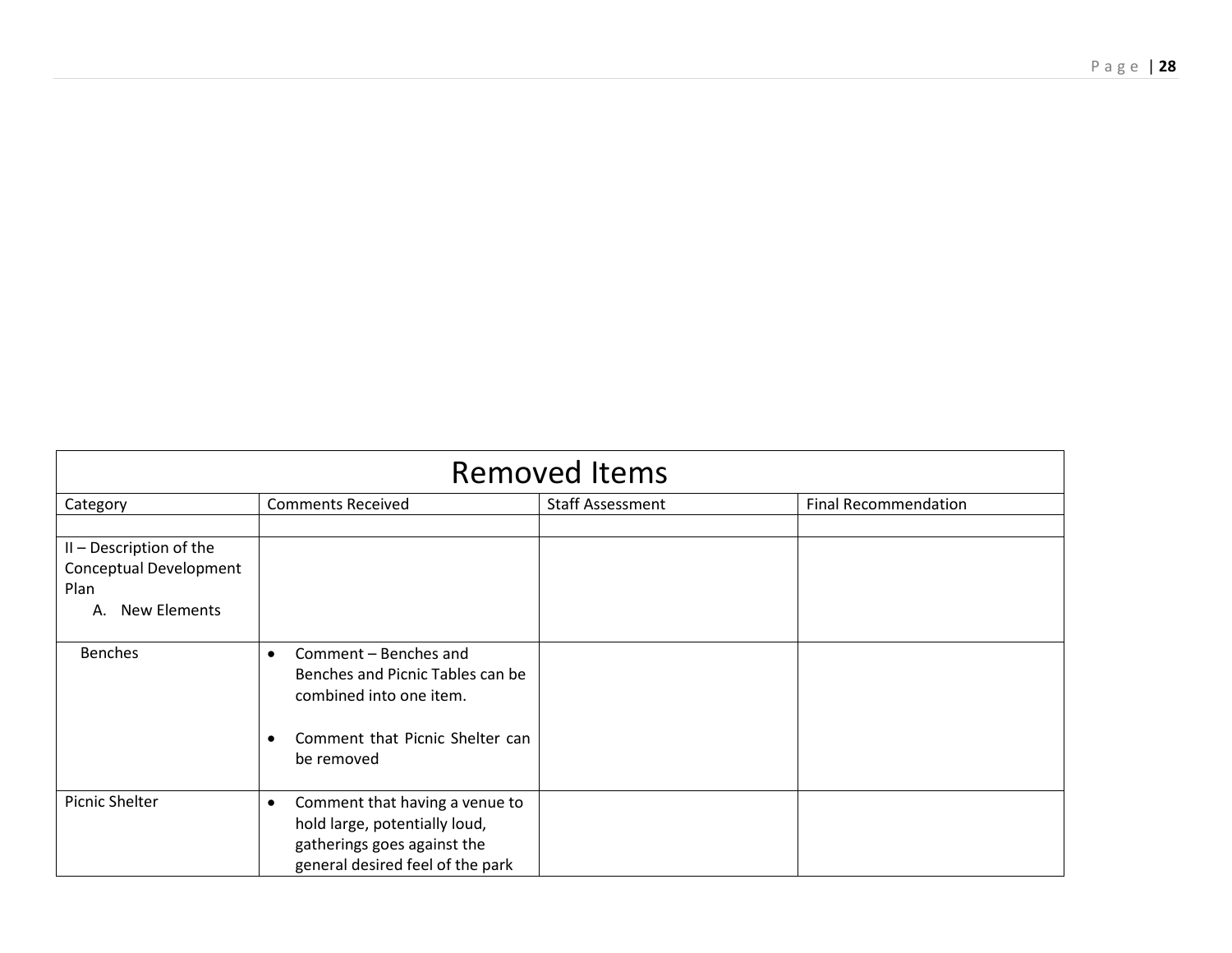| Removed Items | | | |
|---|---|---|---|
| Category | Comments Received | Staff Assessment | Final Recommendation |
| | | | |
| II – Description of the Conceptual Development Plan<br>A. New Elements | | | |
| Benches | • Comment – Benches and Benches and Picnic Tables can be combined into one item.<br><br>• Comment that Picnic Shelter can be removed | | |
| Picnic Shelter | • Comment that having a venue to hold large, potentially loud, gatherings goes against the general desired feel of the park | | |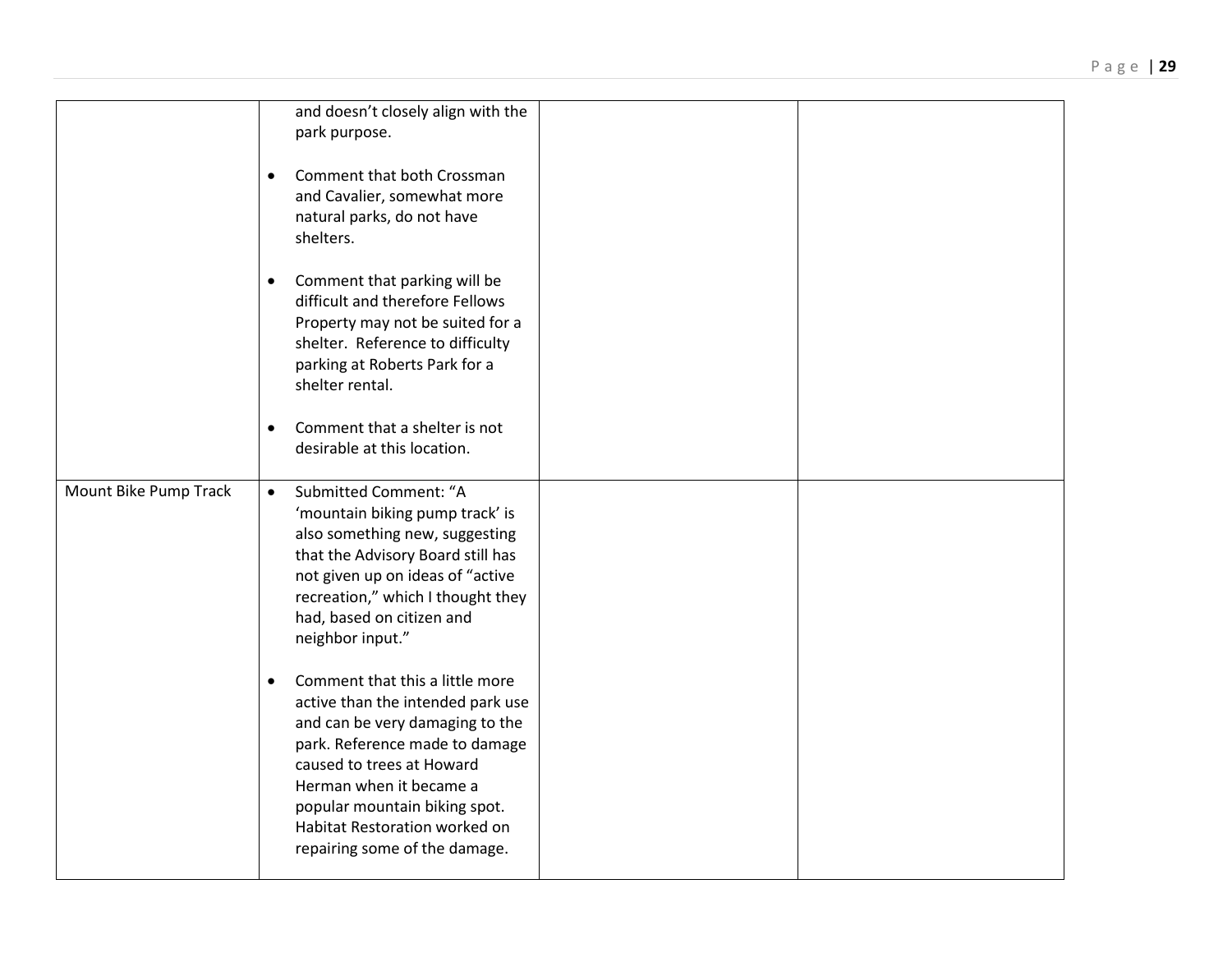| | | | |
|---|---|---|---|
| | and doesn't closely align with the park purpose.<br><br>• Comment that both Crossman and Cavalier, somewhat more natural parks, do not have shelters.<br><br>• Comment that parking will be difficult and therefore Fellows Property may not be suited for a shelter. Reference to difficulty parking at Roberts Park for a shelter rental.<br><br>• Comment that a shelter is not desirable at this location. | | |
| Mount Bike Pump Track | • Submitted Comment: "A 'mountain biking pump track' is also something new, suggesting that the Advisory Board still has not given up on ideas of "active recreation," which I thought they had, based on citizen and neighbor input."<br><br>• Comment that this a little more active than the intended park use and can be very damaging to the park. Reference made to damage caused to trees at Howard Herman when it became a popular mountain biking spot. Habitat Restoration worked on repairing some of the damage. | | |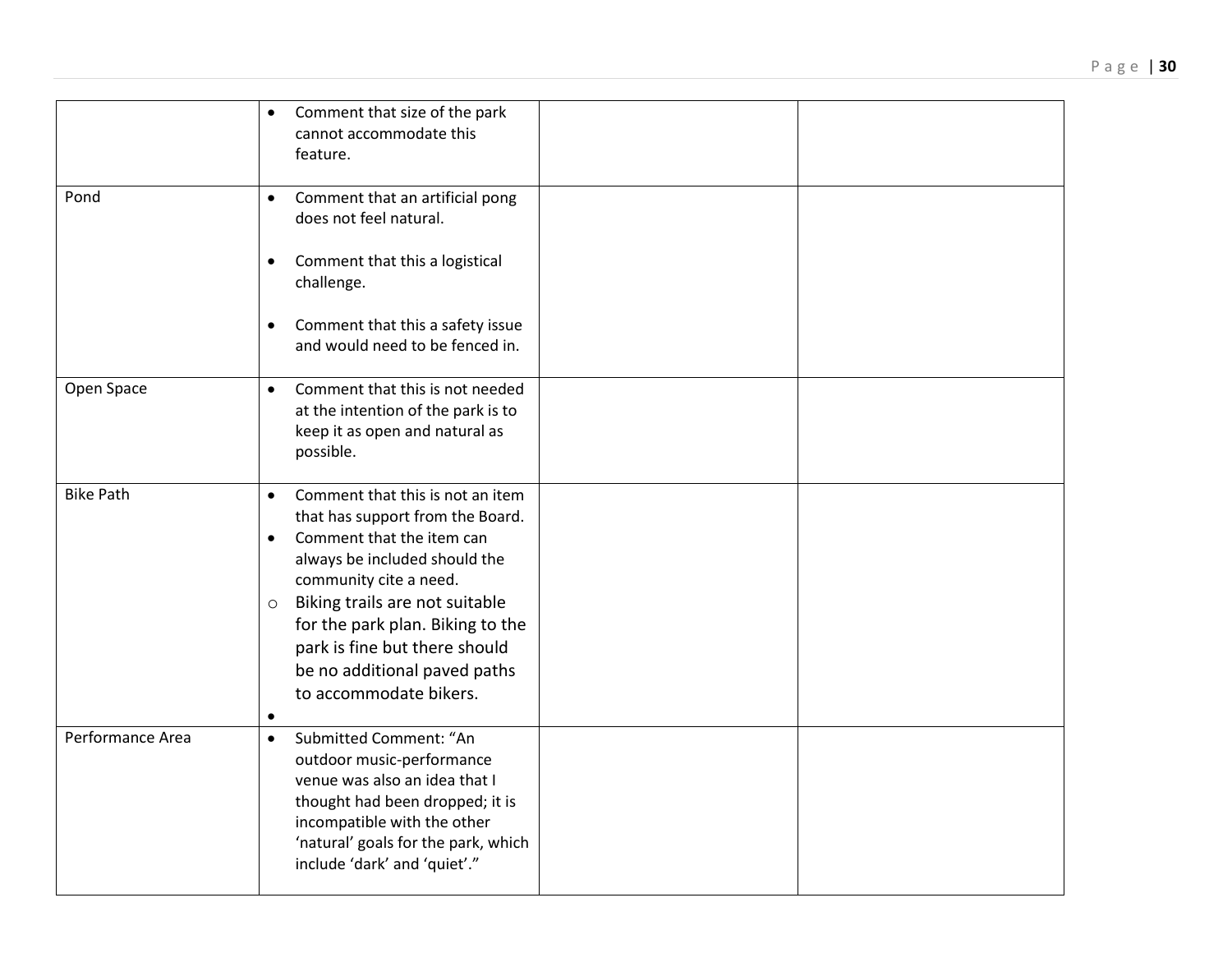| | | | |
|---|---|---|---|
| | • Comment that size of the park cannot accommodate this feature. | | |
| Pond | • Comment that an artificial pong does not feel natural.<br><br>• Comment that this a logistical challenge.<br><br>• Comment that this a safety issue and would need to be fenced in. | | |
| Open Space | • Comment that this is not needed at the intention of the park is to keep it as open and natural as possible. | | |
| Bike Path | • Comment that this is not an item that has support from the Board.<br>• Comment that the item can always be included should the community cite a need.<br>o Biking trails are not suitable for the park plan. Biking to the park is fine but there should be no additional paved paths to accommodate bikers.<br>• | | |
| Performance Area | • Submitted Comment: "An outdoor music-performance venue was also an idea that I thought had been dropped; it is incompatible with the other 'natural' goals for the park, which include 'dark' and 'quiet'." | | |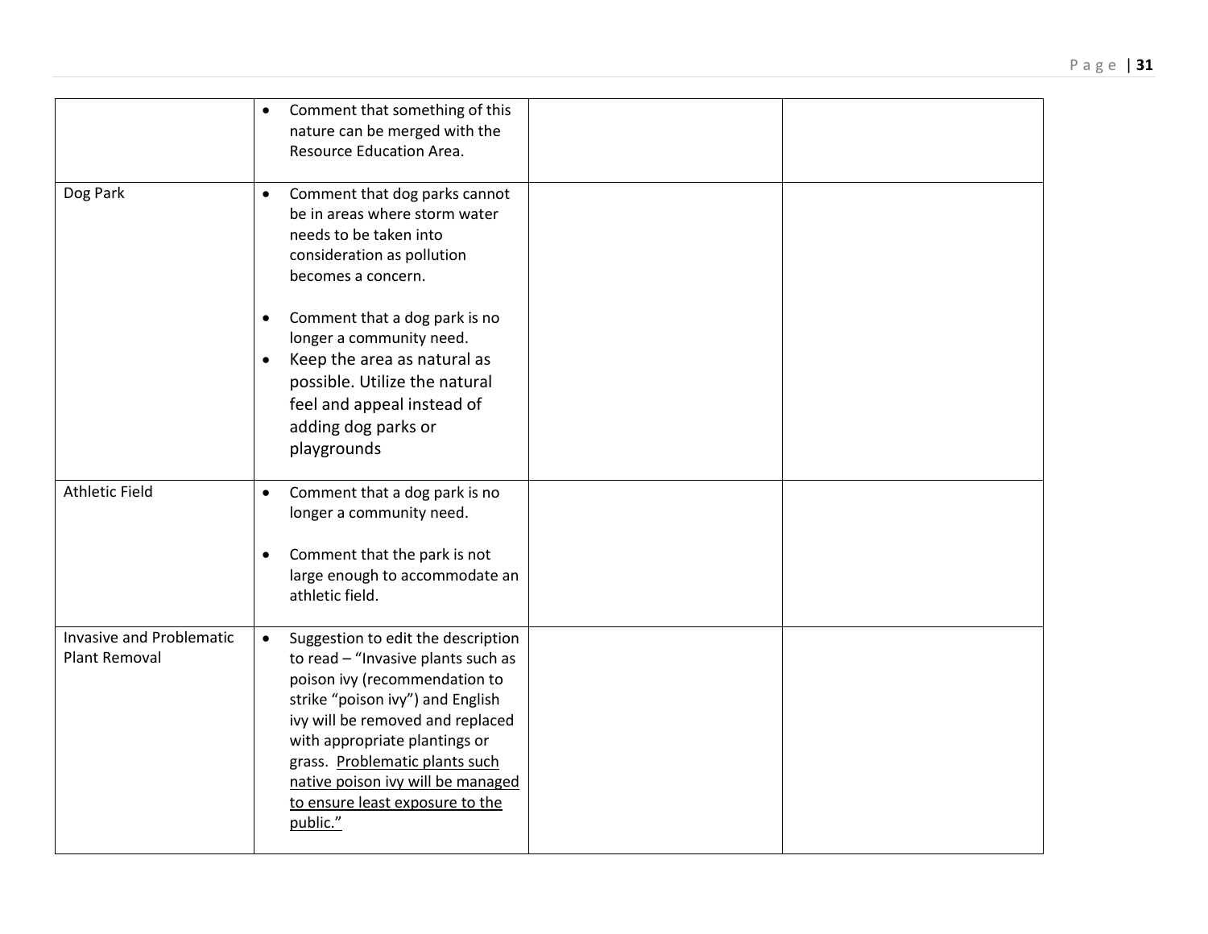| | | | |
|---|---|---|---|
| | • Comment that something of this nature can be merged with the Resource Education Area. | | |
| Dog Park | • Comment that dog parks cannot be in areas where storm water needs to be taken into consideration as pollution becomes a concern.<br><br>• Comment that a dog park is no longer a community need.<br>• Keep the area as natural as possible. Utilize the natural feel and appeal instead of adding dog parks or playgrounds | | |
| Athletic Field | • Comment that a dog park is no longer a community need.<br><br>• Comment that the park is not large enough to accommodate an athletic field. | | |
| Invasive and Problematic Plant Removal | • Suggestion to edit the description to read – "Invasive plants such as poison ivy (recommendation to strike "poison ivy") and English ivy will be removed and replaced with appropriate plantings or grass. <u>Problematic plants such native poison ivy will be managed to ensure least exposure to the public."</u> | | |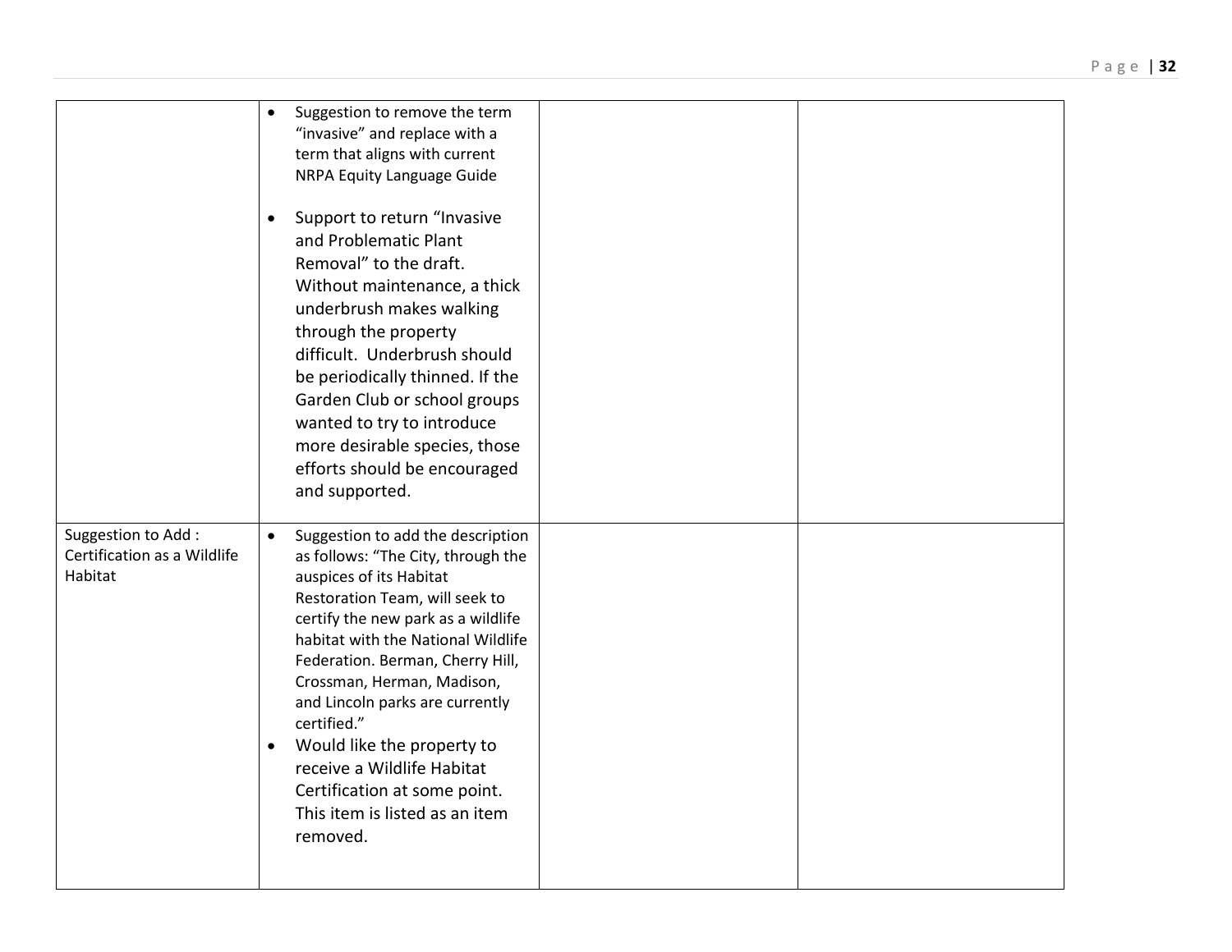| | | | |
|---|---|---|---|
| | • Suggestion to remove the term "invasive" and replace with a term that aligns with current NRPA Equity Language Guide<br><br>• Support to return "Invasive and Problematic Plant Removal" to the draft. Without maintenance, a thick underbrush makes walking through the property difficult. Underbrush should be periodically thinned. If the Garden Club or school groups wanted to try to introduce more desirable species, those efforts should be encouraged and supported. | | |
| Suggestion to Add : Certification as a Wildlife Habitat | • Suggestion to add the description as follows: "The City, through the auspices of its Habitat Restoration Team, will seek to certify the new park as a wildlife habitat with the National Wildlife Federation. Berman, Cherry Hill, Crossman, Herman, Madison, and Lincoln parks are currently certified."<br>• Would like the property to receive a Wildlife Habitat Certification at some point. This item is listed as an item removed. | | |